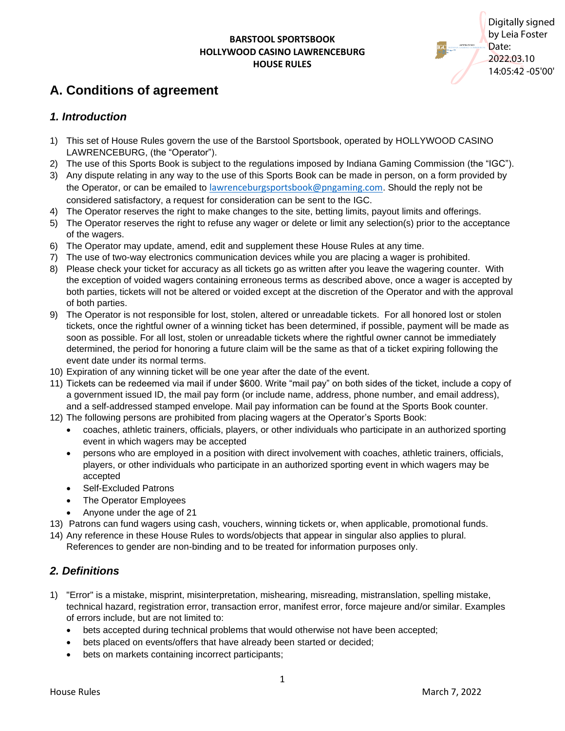**BARSTOOL SPORTSBOOK**
**HOLLYWOOD CASINO LAWRENCEBURG**
**HOUSE RULES**

Digitally signed by Leia Foster
Date: 2022.03.10 14:05:42 -05'00'

# A. Conditions of agreement

## *1. Introduction*

1) This set of House Rules govern the use of the Barstool Sportsbook, operated by HOLLYWOOD CASINO LAWRENCEBURG, (the "Operator").
2) The use of this Sports Book is subject to the regulations imposed by Indiana Gaming Commission (the "IGC").
3) Any dispute relating in any way to the use of this Sports Book can be made in person, on a form provided by the Operator, or can be emailed to lawrenceburgsportsbook@pngaming.com. Should the reply not be considered satisfactory, a request for consideration can be sent to the IGC.
4) The Operator reserves the right to make changes to the site, betting limits, payout limits and offerings.
5) The Operator reserves the right to refuse any wager or delete or limit any selection(s) prior to the acceptance of the wagers.
6) The Operator may update, amend, edit and supplement these House Rules at any time.
7) The use of two-way electronics communication devices while you are placing a wager is prohibited.
8) Please check your ticket for accuracy as all tickets go as written after you leave the wagering counter. With the exception of voided wagers containing erroneous terms as described above, once a wager is accepted by both parties, tickets will not be altered or voided except at the discretion of the Operator and with the approval of both parties.
9) The Operator is not responsible for lost, stolen, altered or unreadable tickets. For all honored lost or stolen tickets, once the rightful owner of a winning ticket has been determined, if possible, payment will be made as soon as possible. For all lost, stolen or unreadable tickets where the rightful owner cannot be immediately determined, the period for honoring a future claim will be the same as that of a ticket expiring following the event date under its normal terms.
10) Expiration of any winning ticket will be one year after the date of the event.
11) Tickets can be redeemed via mail if under $600. Write "mail pay" on both sides of the ticket, include a copy of a government issued ID, the mail pay form (or include name, address, phone number, and email address), and a self-addressed stamped envelope. Mail pay information can be found at the Sports Book counter.
12) The following persons are prohibited from placing wagers at the Operator's Sports Book:
    - coaches, athletic trainers, officials, players, or other individuals who participate in an authorized sporting event in which wagers may be accepted
    - persons who are employed in a position with direct involvement with coaches, athletic trainers, officials, players, or other individuals who participate in an authorized sporting event in which wagers may be accepted
    - Self-Excluded Patrons
    - The Operator Employees
    - Anyone under the age of 21
13) Patrons can fund wagers using cash, vouchers, winning tickets or, when applicable, promotional funds.
14) Any reference in these House Rules to words/objects that appear in singular also applies to plural. References to gender are non-binding and to be treated for information purposes only.

## *2. Definitions*

1) "Error" is a mistake, misprint, misinterpretation, mishearing, misreading, mistranslation, spelling mistake, technical hazard, registration error, transaction error, manifest error, force majeure and/or similar. Examples of errors include, but are not limited to:
    - bets accepted during technical problems that would otherwise not have been accepted;
    - bets placed on events/offers that have already been started or decided;
    - bets on markets containing incorrect participants;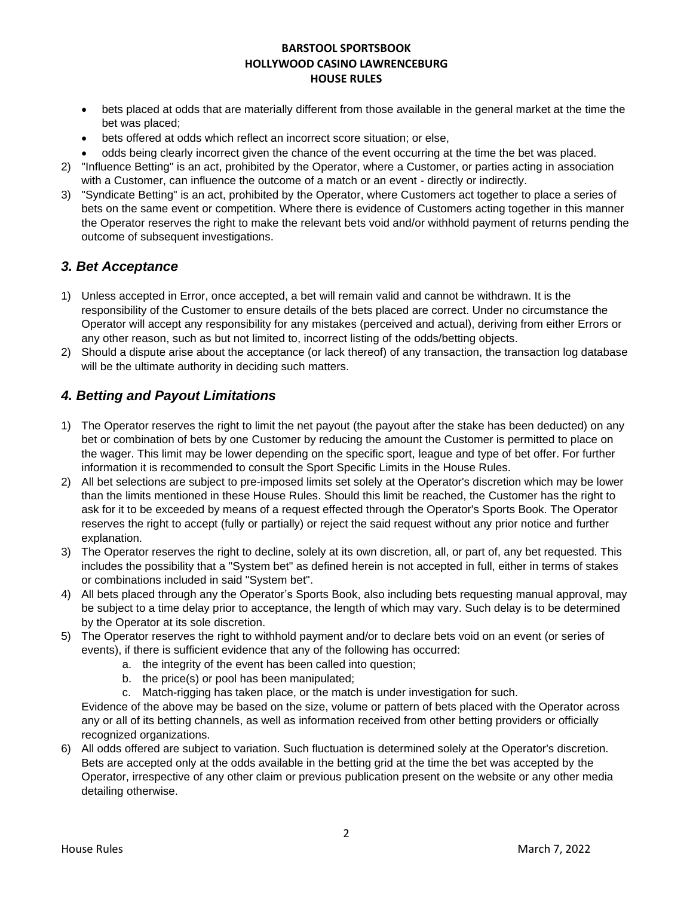- bets placed at odds that are materially different from those available in the general market at the time the bet was placed;
- bets offered at odds which reflect an incorrect score situation; or else,
- odds being clearly incorrect given the chance of the event occurring at the time the bet was placed.

2) "Influence Betting" is an act, prohibited by the Operator, where a Customer, or parties acting in association with a Customer, can influence the outcome of a match or an event - directly or indirectly.
3) "Syndicate Betting" is an act, prohibited by the Operator, where Customers act together to place a series of bets on the same event or competition. Where there is evidence of Customers acting together in this manner the Operator reserves the right to make the relevant bets void and/or withhold payment of returns pending the outcome of subsequent investigations.

## *3. Bet Acceptance*

1) Unless accepted in Error, once accepted, a bet will remain valid and cannot be withdrawn. It is the responsibility of the Customer to ensure details of the bets placed are correct. Under no circumstance the Operator will accept any responsibility for any mistakes (perceived and actual), deriving from either Errors or any other reason, such as but not limited to, incorrect listing of the odds/betting objects.
2) Should a dispute arise about the acceptance (or lack thereof) of any transaction, the transaction log database will be the ultimate authority in deciding such matters.

## *4. Betting and Payout Limitations*

1) The Operator reserves the right to limit the net payout (the payout after the stake has been deducted) on any bet or combination of bets by one Customer by reducing the amount the Customer is permitted to place on the wager. This limit may be lower depending on the specific sport, league and type of bet offer. For further information it is recommended to consult the Sport Specific Limits in the House Rules.
2) All bet selections are subject to pre-imposed limits set solely at the Operator's discretion which may be lower than the limits mentioned in these House Rules. Should this limit be reached, the Customer has the right to ask for it to be exceeded by means of a request effected through the Operator's Sports Book. The Operator reserves the right to accept (fully or partially) or reject the said request without any prior notice and further explanation.
3) The Operator reserves the right to decline, solely at its own discretion, all, or part of, any bet requested. This includes the possibility that a "System bet" as defined herein is not accepted in full, either in terms of stakes or combinations included in said "System bet".
4) All bets placed through any the Operator's Sports Book, also including bets requesting manual approval, may be subject to a time delay prior to acceptance, the length of which may vary. Such delay is to be determined by the Operator at its sole discretion.
5) The Operator reserves the right to withhold payment and/or to declare bets void on an event (or series of events), if there is sufficient evidence that any of the following has occurred:
    a. the integrity of the event has been called into question;
    b. the price(s) or pool has been manipulated;
    c. Match-rigging has taken place, or the match is under investigation for such.

   Evidence of the above may be based on the size, volume or pattern of bets placed with the Operator across any or all of its betting channels, as well as information received from other betting providers or officially recognized organizations.
6) All odds offered are subject to variation. Such fluctuation is determined solely at the Operator's discretion. Bets are accepted only at the odds available in the betting grid at the time the bet was accepted by the Operator, irrespective of any other claim or previous publication present on the website or any other media detailing otherwise.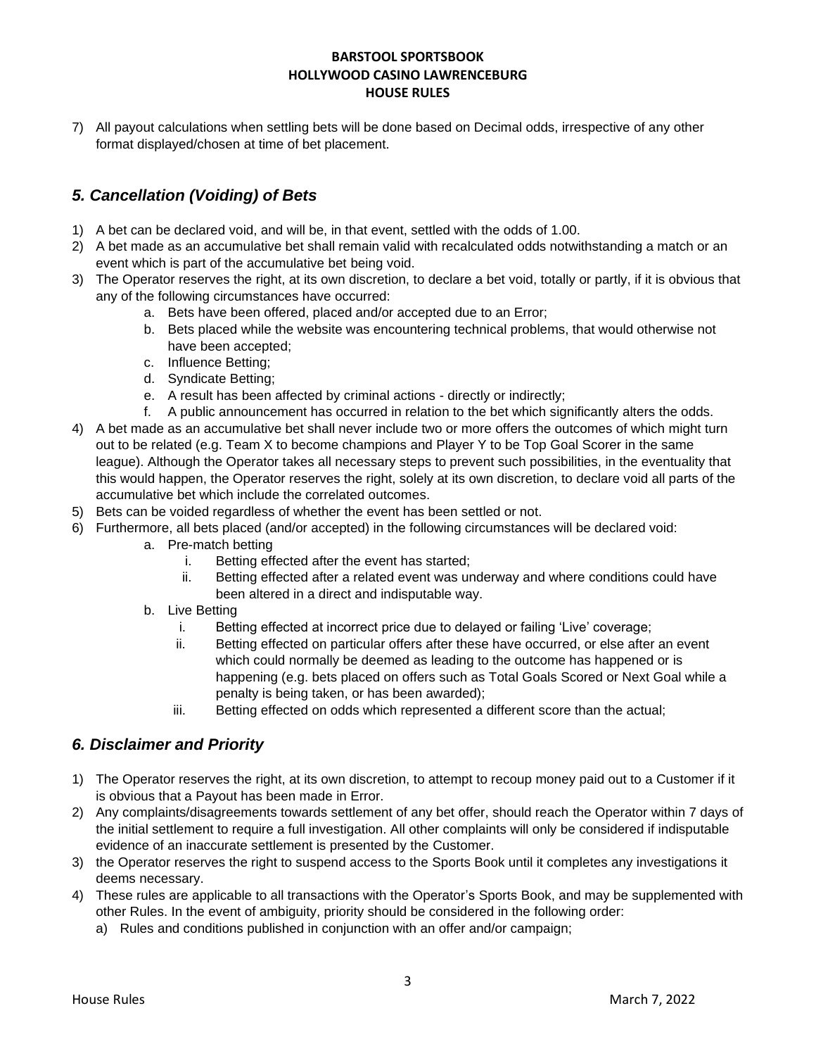7) All payout calculations when settling bets will be done based on Decimal odds, irrespective of any other format displayed/chosen at time of bet placement.

## *5. Cancellation (Voiding) of Bets*

1) A bet can be declared void, and will be, in that event, settled with the odds of 1.00.
2) A bet made as an accumulative bet shall remain valid with recalculated odds notwithstanding a match or an event which is part of the accumulative bet being void.
3) The Operator reserves the right, at its own discretion, to declare a bet void, totally or partly, if it is obvious that any of the following circumstances have occurred:
   a. Bets have been offered, placed and/or accepted due to an Error;
   b. Bets placed while the website was encountering technical problems, that would otherwise not have been accepted;
   c. Influence Betting;
   d. Syndicate Betting;
   e. A result has been affected by criminal actions - directly or indirectly;
   f. A public announcement has occurred in relation to the bet which significantly alters the odds.
4) A bet made as an accumulative bet shall never include two or more offers the outcomes of which might turn out to be related (e.g. Team X to become champions and Player Y to be Top Goal Scorer in the same league). Although the Operator takes all necessary steps to prevent such possibilities, in the eventuality that this would happen, the Operator reserves the right, solely at its own discretion, to declare void all parts of the accumulative bet which include the correlated outcomes.
5) Bets can be voided regardless of whether the event has been settled or not.
6) Furthermore, all bets placed (and/or accepted) in the following circumstances will be declared void:
   a. Pre-match betting
      i. Betting effected after the event has started;
      ii. Betting effected after a related event was underway and where conditions could have been altered in a direct and indisputable way.
   b. Live Betting
      i. Betting effected at incorrect price due to delayed or failing 'Live' coverage;
      ii. Betting effected on particular offers after these have occurred, or else after an event which could normally be deemed as leading to the outcome has happened or is happening (e.g. bets placed on offers such as Total Goals Scored or Next Goal while a penalty is being taken, or has been awarded);
      iii. Betting effected on odds which represented a different score than the actual;

## *6. Disclaimer and Priority*

1) The Operator reserves the right, at its own discretion, to attempt to recoup money paid out to a Customer if it is obvious that a Payout has been made in Error.
2) Any complaints/disagreements towards settlement of any bet offer, should reach the Operator within 7 days of the initial settlement to require a full investigation. All other complaints will only be considered if indisputable evidence of an inaccurate settlement is presented by the Customer.
3) the Operator reserves the right to suspend access to the Sports Book until it completes any investigations it deems necessary.
4) These rules are applicable to all transactions with the Operator's Sports Book, and may be supplemented with other Rules. In the event of ambiguity, priority should be considered in the following order:
   a) Rules and conditions published in conjunction with an offer and/or campaign;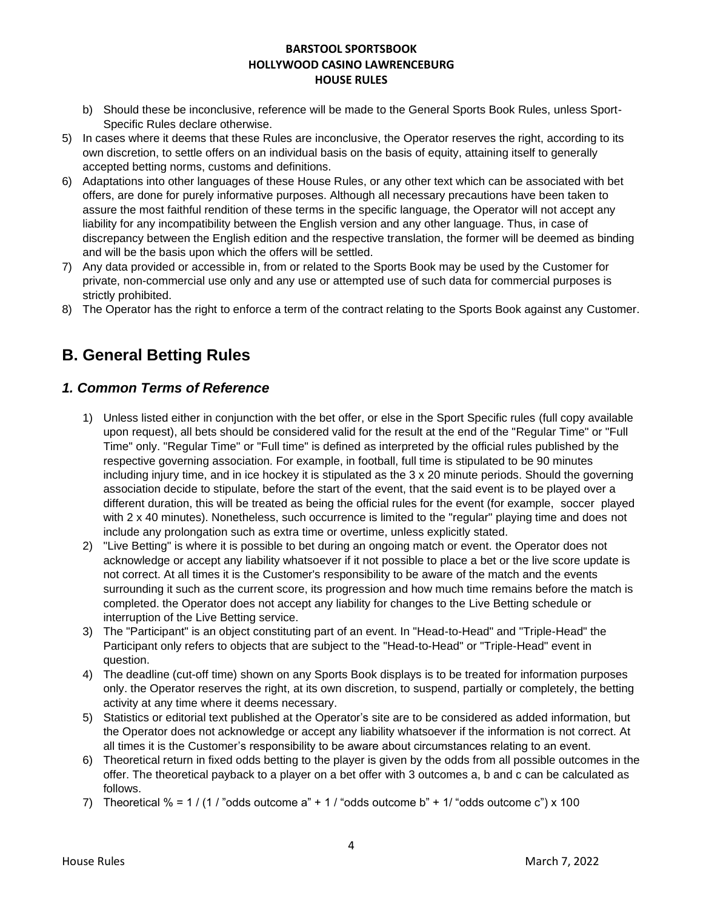b) Should these be inconclusive, reference will be made to the General Sports Book Rules, unless Sport-Specific Rules declare otherwise.

5) In cases where it deems that these Rules are inconclusive, the Operator reserves the right, according to its own discretion, to settle offers on an individual basis on the basis of equity, attaining itself to generally accepted betting norms, customs and definitions.
6) Adaptations into other languages of these House Rules, or any other text which can be associated with bet offers, are done for purely informative purposes. Although all necessary precautions have been taken to assure the most faithful rendition of these terms in the specific language, the Operator will not accept any liability for any incompatibility between the English version and any other language. Thus, in case of discrepancy between the English edition and the respective translation, the former will be deemed as binding and will be the basis upon which the offers will be settled.
7) Any data provided or accessible in, from or related to the Sports Book may be used by the Customer for private, non-commercial use only and any use or attempted use of such data for commercial purposes is strictly prohibited.
8) The Operator has the right to enforce a term of the contract relating to the Sports Book against any Customer.

# B. General Betting Rules

## *1. Common Terms of Reference*

1) Unless listed either in conjunction with the bet offer, or else in the Sport Specific rules (full copy available upon request), all bets should be considered valid for the result at the end of the "Regular Time" or "Full Time" only. "Regular Time" or "Full time" is defined as interpreted by the official rules published by the respective governing association. For example, in football, full time is stipulated to be 90 minutes including injury time, and in ice hockey it is stipulated as the 3 x 20 minute periods. Should the governing association decide to stipulate, before the start of the event, that the said event is to be played over a different duration, this will be treated as being the official rules for the event (for example, soccer played with 2 x 40 minutes). Nonetheless, such occurrence is limited to the "regular" playing time and does not include any prolongation such as extra time or overtime, unless explicitly stated.
2) "Live Betting" is where it is possible to bet during an ongoing match or event. the Operator does not acknowledge or accept any liability whatsoever if it not possible to place a bet or the live score update is not correct. At all times it is the Customer's responsibility to be aware of the match and the events surrounding it such as the current score, its progression and how much time remains before the match is completed. the Operator does not accept any liability for changes to the Live Betting schedule or interruption of the Live Betting service.
3) The "Participant" is an object constituting part of an event. In "Head-to-Head" and "Triple-Head" the Participant only refers to objects that are subject to the "Head-to-Head" or "Triple-Head" event in question.
4) The deadline (cut-off time) shown on any Sports Book displays is to be treated for information purposes only. the Operator reserves the right, at its own discretion, to suspend, partially or completely, the betting activity at any time where it deems necessary.
5) Statistics or editorial text published at the Operator's site are to be considered as added information, but the Operator does not acknowledge or accept any liability whatsoever if the information is not correct. At all times it is the Customer's responsibility to be aware about circumstances relating to an event.
6) Theoretical return in fixed odds betting to the player is given by the odds from all possible outcomes in the offer. The theoretical payback to a player on a bet offer with 3 outcomes a, b and c can be calculated as follows.
7) Theoretical % = 1 / (1 / "odds outcome a" + 1 / "odds outcome b" + 1/ "odds outcome c") x 100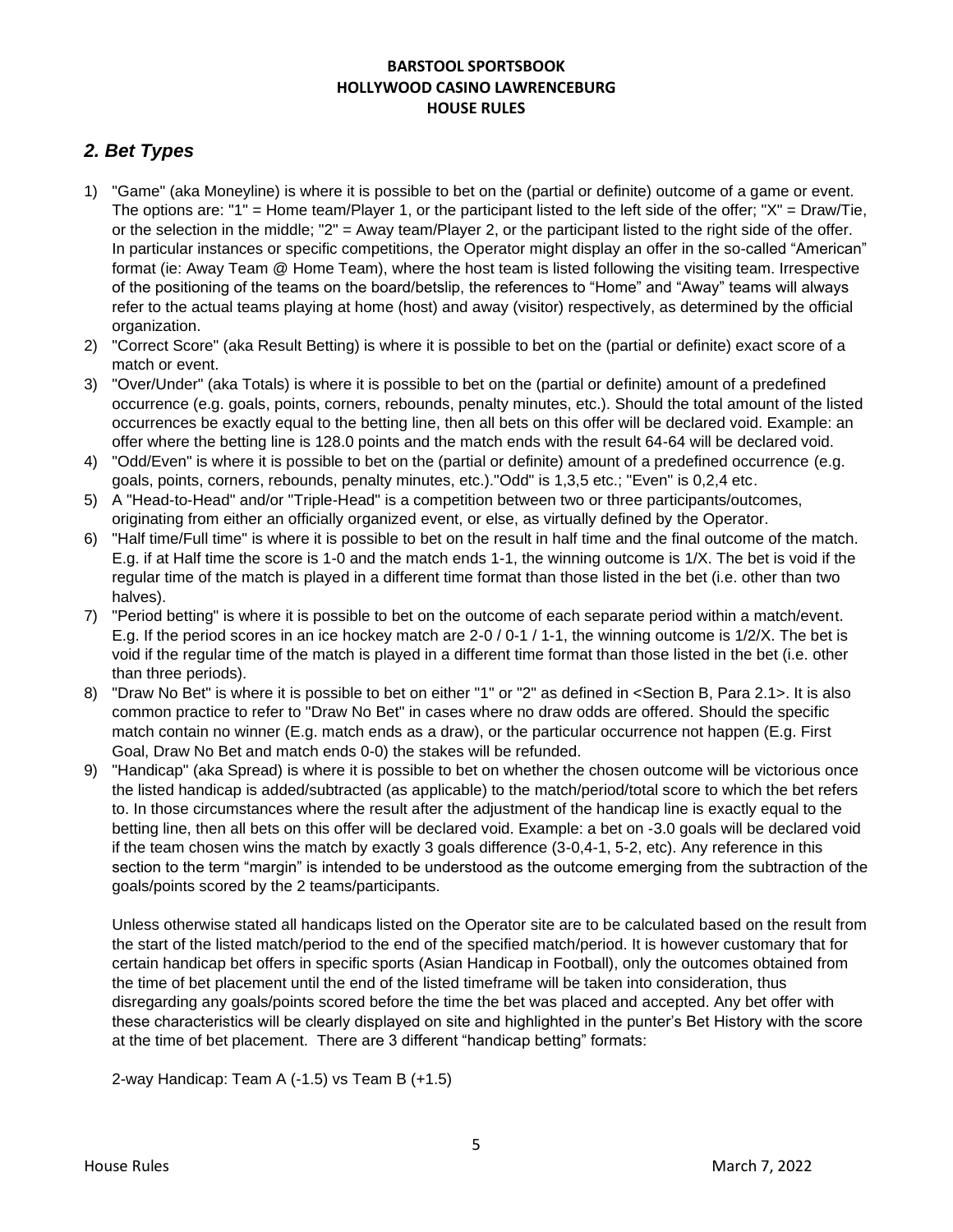**BARSTOOL SPORTSBOOK**
**HOLLYWOOD CASINO LAWRENCEBURG**
**HOUSE RULES**

## *2. Bet Types*

1) "Game" (aka Moneyline) is where it is possible to bet on the (partial or definite) outcome of a game or event. The options are: "1" = Home team/Player 1, or the participant listed to the left side of the offer; "X" = Draw/Tie, or the selection in the middle; "2" = Away team/Player 2, or the participant listed to the right side of the offer. In particular instances or specific competitions, the Operator might display an offer in the so-called "American" format (ie: Away Team @ Home Team), where the host team is listed following the visiting team. Irrespective of the positioning of the teams on the board/betslip, the references to "Home" and "Away" teams will always refer to the actual teams playing at home (host) and away (visitor) respectively, as determined by the official organization.
2) "Correct Score" (aka Result Betting) is where it is possible to bet on the (partial or definite) exact score of a match or event.
3) "Over/Under" (aka Totals) is where it is possible to bet on the (partial or definite) amount of a predefined occurrence (e.g. goals, points, corners, rebounds, penalty minutes, etc.). Should the total amount of the listed occurrences be exactly equal to the betting line, then all bets on this offer will be declared void. Example: an offer where the betting line is 128.0 points and the match ends with the result 64-64 will be declared void.
4) "Odd/Even" is where it is possible to bet on the (partial or definite) amount of a predefined occurrence (e.g. goals, points, corners, rebounds, penalty minutes, etc.)."Odd" is 1,3,5 etc.; "Even" is 0,2,4 etc.
5) A "Head-to-Head" and/or "Triple-Head" is a competition between two or three participants/outcomes, originating from either an officially organized event, or else, as virtually defined by the Operator.
6) "Half time/Full time" is where it is possible to bet on the result in half time and the final outcome of the match. E.g. if at Half time the score is 1-0 and the match ends 1-1, the winning outcome is 1/X. The bet is void if the regular time of the match is played in a different time format than those listed in the bet (i.e. other than two halves).
7) "Period betting" is where it is possible to bet on the outcome of each separate period within a match/event. E.g. If the period scores in an ice hockey match are 2-0 / 0-1 / 1-1, the winning outcome is 1/2/X. The bet is void if the regular time of the match is played in a different time format than those listed in the bet (i.e. other than three periods).
8) "Draw No Bet" is where it is possible to bet on either "1" or "2" as defined in <Section B, Para 2.1>. It is also common practice to refer to "Draw No Bet" in cases where no draw odds are offered. Should the specific match contain no winner (E.g. match ends as a draw), or the particular occurrence not happen (E.g. First Goal, Draw No Bet and match ends 0-0) the stakes will be refunded.
9) "Handicap" (aka Spread) is where it is possible to bet on whether the chosen outcome will be victorious once the listed handicap is added/subtracted (as applicable) to the match/period/total score to which the bet refers to. In those circumstances where the result after the adjustment of the handicap line is exactly equal to the betting line, then all bets on this offer will be declared void. Example: a bet on -3.0 goals will be declared void if the team chosen wins the match by exactly 3 goals difference (3-0,4-1, 5-2, etc). Any reference in this section to the term "margin" is intended to be understood as the outcome emerging from the subtraction of the goals/points scored by the 2 teams/participants.

   Unless otherwise stated all handicaps listed on the Operator site are to be calculated based on the result from the start of the listed match/period to the end of the specified match/period. It is however customary that for certain handicap bet offers in specific sports (Asian Handicap in Football), only the outcomes obtained from the time of bet placement until the end of the listed timeframe will be taken into consideration, thus disregarding any goals/points scored before the time the bet was placed and accepted. Any bet offer with these characteristics will be clearly displayed on site and highlighted in the punter's Bet History with the score at the time of bet placement. There are 3 different "handicap betting" formats:

   2-way Handicap: Team A (-1.5) vs Team B (+1.5)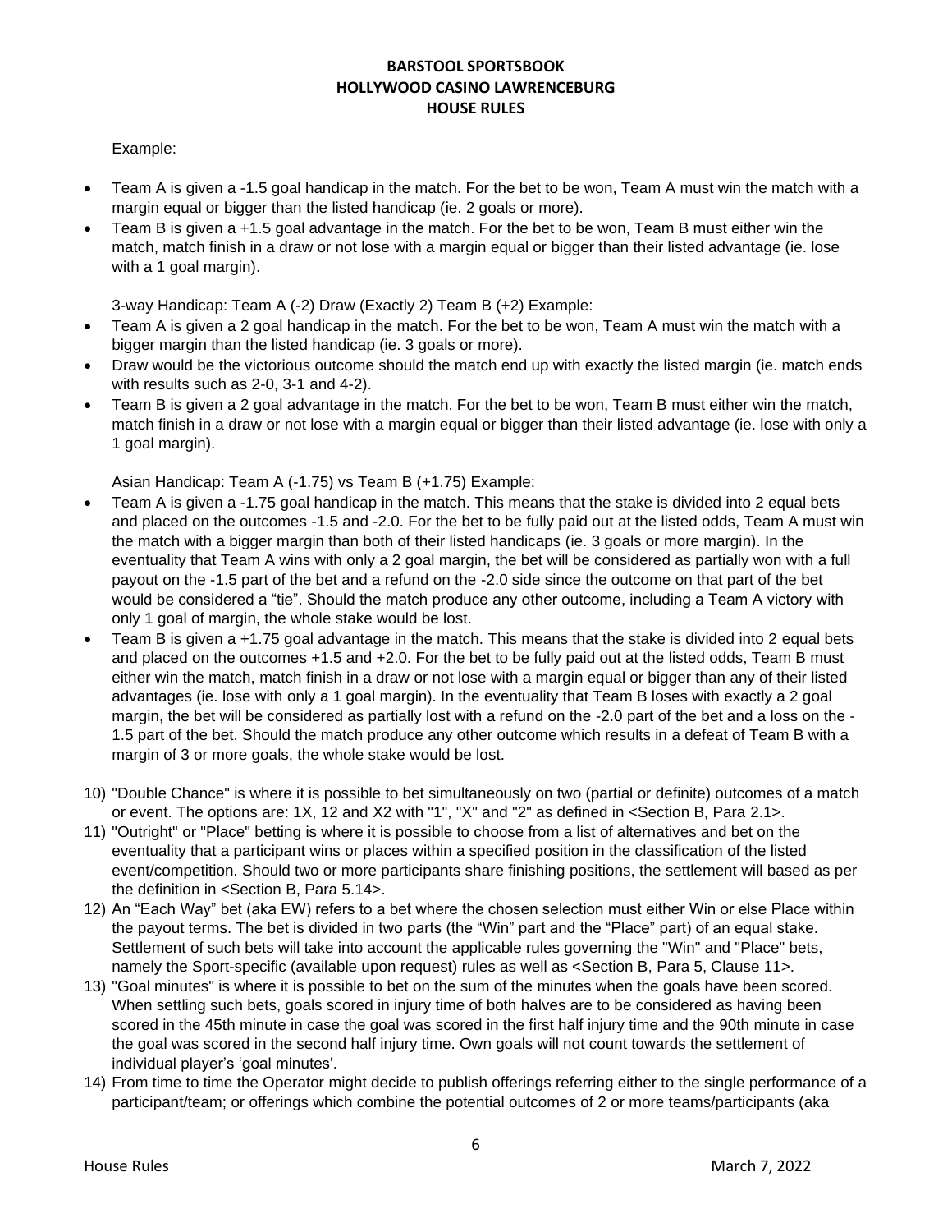Example:

- Team A is given a -1.5 goal handicap in the match. For the bet to be won, Team A must win the match with a margin equal or bigger than the listed handicap (ie. 2 goals or more).
- Team B is given a +1.5 goal advantage in the match. For the bet to be won, Team B must either win the match, match finish in a draw or not lose with a margin equal or bigger than their listed advantage (ie. lose with a 1 goal margin).

3-way Handicap: Team A (-2) Draw (Exactly 2) Team B (+2) Example:

- Team A is given a 2 goal handicap in the match. For the bet to be won, Team A must win the match with a bigger margin than the listed handicap (ie. 3 goals or more).
- Draw would be the victorious outcome should the match end up with exactly the listed margin (ie. match ends with results such as 2-0, 3-1 and 4-2).
- Team B is given a 2 goal advantage in the match. For the bet to be won, Team B must either win the match, match finish in a draw or not lose with a margin equal or bigger than their listed advantage (ie. lose with only a 1 goal margin).

Asian Handicap: Team A (-1.75) vs Team B (+1.75) Example:

- Team A is given a -1.75 goal handicap in the match. This means that the stake is divided into 2 equal bets and placed on the outcomes -1.5 and -2.0. For the bet to be fully paid out at the listed odds, Team A must win the match with a bigger margin than both of their listed handicaps (ie. 3 goals or more margin). In the eventuality that Team A wins with only a 2 goal margin, the bet will be considered as partially won with a full payout on the -1.5 part of the bet and a refund on the -2.0 side since the outcome on that part of the bet would be considered a "tie". Should the match produce any other outcome, including a Team A victory with only 1 goal of margin, the whole stake would be lost.
- Team B is given a +1.75 goal advantage in the match. This means that the stake is divided into 2 equal bets and placed on the outcomes +1.5 and +2.0. For the bet to be fully paid out at the listed odds, Team B must either win the match, match finish in a draw or not lose with a margin equal or bigger than any of their listed advantages (ie. lose with only a 1 goal margin). In the eventuality that Team B loses with exactly a 2 goal margin, the bet will be considered as partially lost with a refund on the -2.0 part of the bet and a loss on the -1.5 part of the bet. Should the match produce any other outcome which results in a defeat of Team B with a margin of 3 or more goals, the whole stake would be lost.

10) "Double Chance" is where it is possible to bet simultaneously on two (partial or definite) outcomes of a match or event. The options are: 1X, 12 and X2 with "1", "X" and "2" as defined in <Section B, Para 2.1>.
11) "Outright" or "Place" betting is where it is possible to choose from a list of alternatives and bet on the eventuality that a participant wins or places within a specified position in the classification of the listed event/competition. Should two or more participants share finishing positions, the settlement will based as per the definition in <Section B, Para 5.14>.
12) An "Each Way" bet (aka EW) refers to a bet where the chosen selection must either Win or else Place within the payout terms. The bet is divided in two parts (the "Win" part and the "Place" part) of an equal stake. Settlement of such bets will take into account the applicable rules governing the "Win" and "Place" bets, namely the Sport-specific (available upon request) rules as well as <Section B, Para 5, Clause 11>.
13) "Goal minutes" is where it is possible to bet on the sum of the minutes when the goals have been scored. When settling such bets, goals scored in injury time of both halves are to be considered as having been scored in the 45th minute in case the goal was scored in the first half injury time and the 90th minute in case the goal was scored in the second half injury time. Own goals will not count towards the settlement of individual player's 'goal minutes'.
14) From time to time the Operator might decide to publish offerings referring either to the single performance of a participant/team; or offerings which combine the potential outcomes of 2 or more teams/participants (aka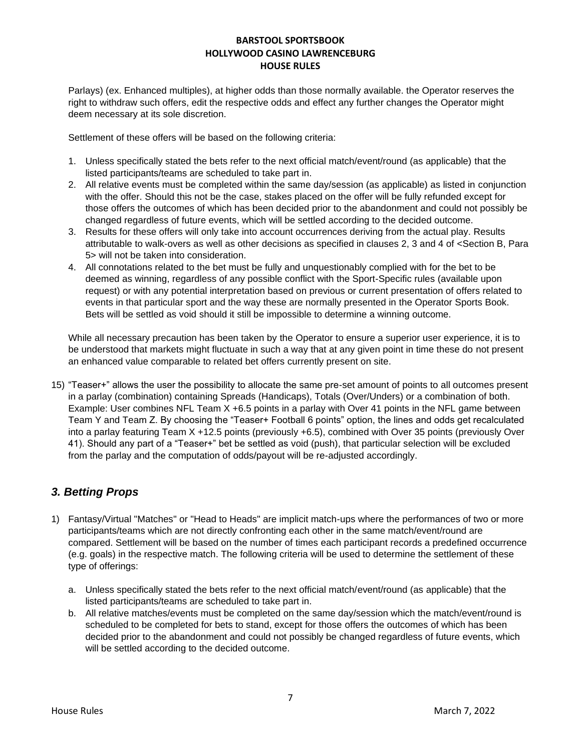Parlays) (ex. Enhanced multiples), at higher odds than those normally available. the Operator reserves the right to withdraw such offers, edit the respective odds and effect any further changes the Operator might deem necessary at its sole discretion.

Settlement of these offers will be based on the following criteria:

1. Unless specifically stated the bets refer to the next official match/event/round (as applicable) that the listed participants/teams are scheduled to take part in.
2. All relative events must be completed within the same day/session (as applicable) as listed in conjunction with the offer. Should this not be the case, stakes placed on the offer will be fully refunded except for those offers the outcomes of which has been decided prior to the abandonment and could not possibly be changed regardless of future events, which will be settled according to the decided outcome.
3. Results for these offers will only take into account occurrences deriving from the actual play. Results attributable to walk-overs as well as other decisions as specified in clauses 2, 3 and 4 of <Section B, Para 5> will not be taken into consideration.
4. All connotations related to the bet must be fully and unquestionably complied with for the bet to be deemed as winning, regardless of any possible conflict with the Sport-Specific rules (available upon request) or with any potential interpretation based on previous or current presentation of offers related to events in that particular sport and the way these are normally presented in the Operator Sports Book. Bets will be settled as void should it still be impossible to determine a winning outcome.

While all necessary precaution has been taken by the Operator to ensure a superior user experience, it is to be understood that markets might fluctuate in such a way that at any given point in time these do not present an enhanced value comparable to related bet offers currently present on site.

15) "Teaser+" allows the user the possibility to allocate the same pre-set amount of points to all outcomes present in a parlay (combination) containing Spreads (Handicaps), Totals (Over/Unders) or a combination of both. Example: User combines NFL Team X +6.5 points in a parlay with Over 41 points in the NFL game between Team Y and Team Z. By choosing the "Teaser+ Football 6 points" option, the lines and odds get recalculated into a parlay featuring Team X +12.5 points (previously +6.5), combined with Over 35 points (previously Over 41). Should any part of a "Teaser+" bet be settled as void (push), that particular selection will be excluded from the parlay and the computation of odds/payout will be re-adjusted accordingly.

## *3. Betting Props*

1) Fantasy/Virtual "Matches" or "Head to Heads" are implicit match-ups where the performances of two or more participants/teams which are not directly confronting each other in the same match/event/round are compared. Settlement will be based on the number of times each participant records a predefined occurrence (e.g. goals) in the respective match. The following criteria will be used to determine the settlement of these type of offerings:

   a. Unless specifically stated the bets refer to the next official match/event/round (as applicable) that the listed participants/teams are scheduled to take part in.
   b. All relative matches/events must be completed on the same day/session which the match/event/round is scheduled to be completed for bets to stand, except for those offers the outcomes of which has been decided prior to the abandonment and could not possibly be changed regardless of future events, which will be settled according to the decided outcome.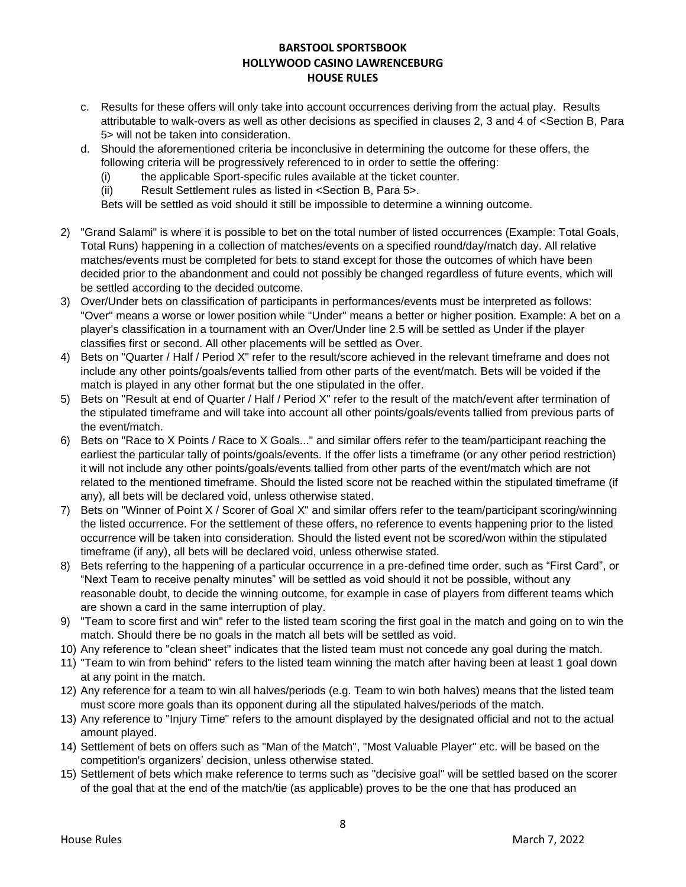c. Results for these offers will only take into account occurrences deriving from the actual play. Results attributable to walk-overs as well as other decisions as specified in clauses 2, 3 and 4 of <Section B, Para 5> will not be taken into consideration.

d. Should the aforementioned criteria be inconclusive in determining the outcome for these offers, the following criteria will be progressively referenced to in order to settle the offering:

   (i) the applicable Sport-specific rules available at the ticket counter.

   (ii) Result Settlement rules as listed in <Section B, Para 5>.

   Bets will be settled as void should it still be impossible to determine a winning outcome.

2) "Grand Salami" is where it is possible to bet on the total number of listed occurrences (Example: Total Goals, Total Runs) happening in a collection of matches/events on a specified round/day/match day. All relative matches/events must be completed for bets to stand except for those the outcomes of which have been decided prior to the abandonment and could not possibly be changed regardless of future events, which will be settled according to the decided outcome.
3) Over/Under bets on classification of participants in performances/events must be interpreted as follows: "Over" means a worse or lower position while "Under" means a better or higher position. Example: A bet on a player's classification in a tournament with an Over/Under line 2.5 will be settled as Under if the player classifies first or second. All other placements will be settled as Over.
4) Bets on "Quarter / Half / Period X" refer to the result/score achieved in the relevant timeframe and does not include any other points/goals/events tallied from other parts of the event/match. Bets will be voided if the match is played in any other format but the one stipulated in the offer.
5) Bets on "Result at end of Quarter / Half / Period X" refer to the result of the match/event after termination of the stipulated timeframe and will take into account all other points/goals/events tallied from previous parts of the event/match.
6) Bets on "Race to X Points / Race to X Goals..." and similar offers refer to the team/participant reaching the earliest the particular tally of points/goals/events. If the offer lists a timeframe (or any other period restriction) it will not include any other points/goals/events tallied from other parts of the event/match which are not related to the mentioned timeframe. Should the listed score not be reached within the stipulated timeframe (if any), all bets will be declared void, unless otherwise stated.
7) Bets on "Winner of Point X / Scorer of Goal X" and similar offers refer to the team/participant scoring/winning the listed occurrence. For the settlement of these offers, no reference to events happening prior to the listed occurrence will be taken into consideration. Should the listed event not be scored/won within the stipulated timeframe (if any), all bets will be declared void, unless otherwise stated.
8) Bets referring to the happening of a particular occurrence in a pre-defined time order, such as "First Card", or "Next Team to receive penalty minutes" will be settled as void should it not be possible, without any reasonable doubt, to decide the winning outcome, for example in case of players from different teams which are shown a card in the same interruption of play.
9) "Team to score first and win" refer to the listed team scoring the first goal in the match and going on to win the match. Should there be no goals in the match all bets will be settled as void.
10) Any reference to "clean sheet" indicates that the listed team must not concede any goal during the match.
11) "Team to win from behind" refers to the listed team winning the match after having been at least 1 goal down at any point in the match.
12) Any reference for a team to win all halves/periods (e.g. Team to win both halves) means that the listed team must score more goals than its opponent during all the stipulated halves/periods of the match.
13) Any reference to "Injury Time" refers to the amount displayed by the designated official and not to the actual amount played.
14) Settlement of bets on offers such as "Man of the Match", "Most Valuable Player" etc. will be based on the competition's organizers' decision, unless otherwise stated.
15) Settlement of bets which make reference to terms such as "decisive goal" will be settled based on the scorer of the goal that at the end of the match/tie (as applicable) proves to be the one that has produced an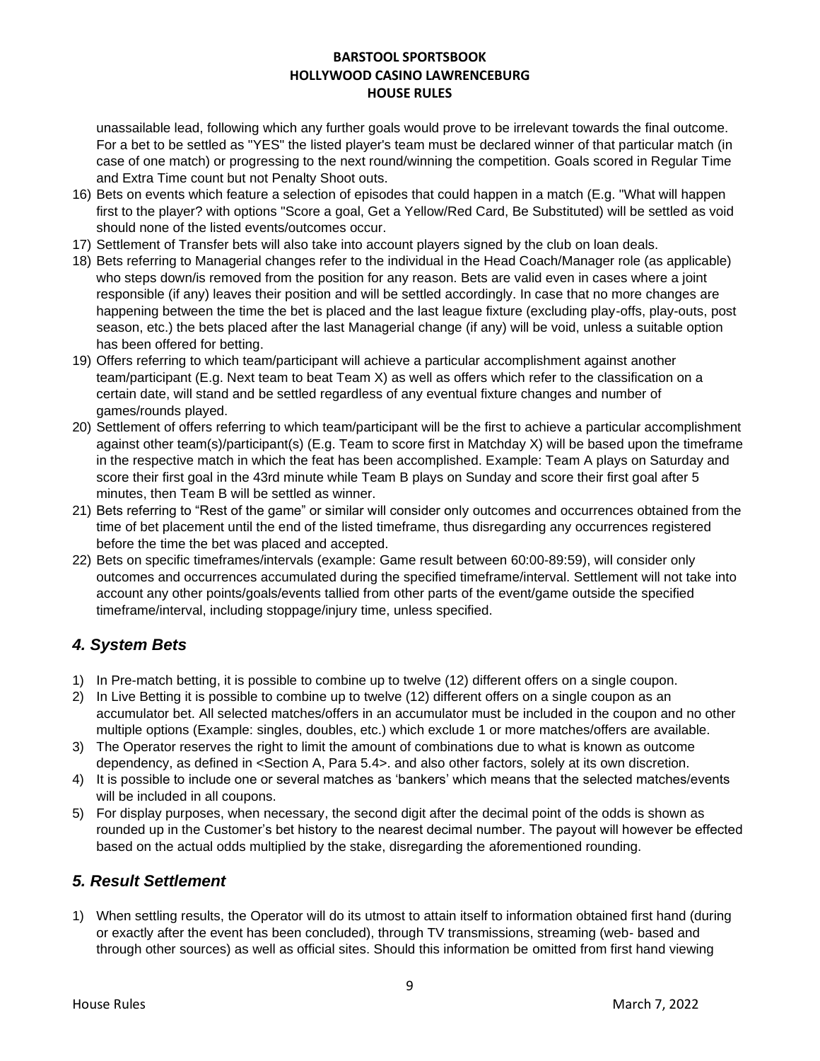unassailable lead, following which any further goals would prove to be irrelevant towards the final outcome. For a bet to be settled as "YES" the listed player's team must be declared winner of that particular match (in case of one match) or progressing to the next round/winning the competition. Goals scored in Regular Time and Extra Time count but not Penalty Shoot outs.

16) Bets on events which feature a selection of episodes that could happen in a match (E.g. "What will happen first to the player? with options "Score a goal, Get a Yellow/Red Card, Be Substituted) will be settled as void should none of the listed events/outcomes occur.
17) Settlement of Transfer bets will also take into account players signed by the club on loan deals.
18) Bets referring to Managerial changes refer to the individual in the Head Coach/Manager role (as applicable) who steps down/is removed from the position for any reason. Bets are valid even in cases where a joint responsible (if any) leaves their position and will be settled accordingly. In case that no more changes are happening between the time the bet is placed and the last league fixture (excluding play-offs, play-outs, post season, etc.) the bets placed after the last Managerial change (if any) will be void, unless a suitable option has been offered for betting.
19) Offers referring to which team/participant will achieve a particular accomplishment against another team/participant (E.g. Next team to beat Team X) as well as offers which refer to the classification on a certain date, will stand and be settled regardless of any eventual fixture changes and number of games/rounds played.
20) Settlement of offers referring to which team/participant will be the first to achieve a particular accomplishment against other team(s)/participant(s) (E.g. Team to score first in Matchday X) will be based upon the timeframe in the respective match in which the feat has been accomplished. Example: Team A plays on Saturday and score their first goal in the 43rd minute while Team B plays on Sunday and score their first goal after 5 minutes, then Team B will be settled as winner.
21) Bets referring to "Rest of the game" or similar will consider only outcomes and occurrences obtained from the time of bet placement until the end of the listed timeframe, thus disregarding any occurrences registered before the time the bet was placed and accepted.
22) Bets on specific timeframes/intervals (example: Game result between 60:00-89:59), will consider only outcomes and occurrences accumulated during the specified timeframe/interval. Settlement will not take into account any other points/goals/events tallied from other parts of the event/game outside the specified timeframe/interval, including stoppage/injury time, unless specified.

## *4. System Bets*

1) In Pre-match betting, it is possible to combine up to twelve (12) different offers on a single coupon.
2) In Live Betting it is possible to combine up to twelve (12) different offers on a single coupon as an accumulator bet. All selected matches/offers in an accumulator must be included in the coupon and no other multiple options (Example: singles, doubles, etc.) which exclude 1 or more matches/offers are available.
3) The Operator reserves the right to limit the amount of combinations due to what is known as outcome dependency, as defined in <Section A, Para 5.4>. and also other factors, solely at its own discretion.
4) It is possible to include one or several matches as 'bankers' which means that the selected matches/events will be included in all coupons.
5) For display purposes, when necessary, the second digit after the decimal point of the odds is shown as rounded up in the Customer's bet history to the nearest decimal number. The payout will however be effected based on the actual odds multiplied by the stake, disregarding the aforementioned rounding.

## *5. Result Settlement*

1) When settling results, the Operator will do its utmost to attain itself to information obtained first hand (during or exactly after the event has been concluded), through TV transmissions, streaming (web- based and through other sources) as well as official sites. Should this information be omitted from first hand viewing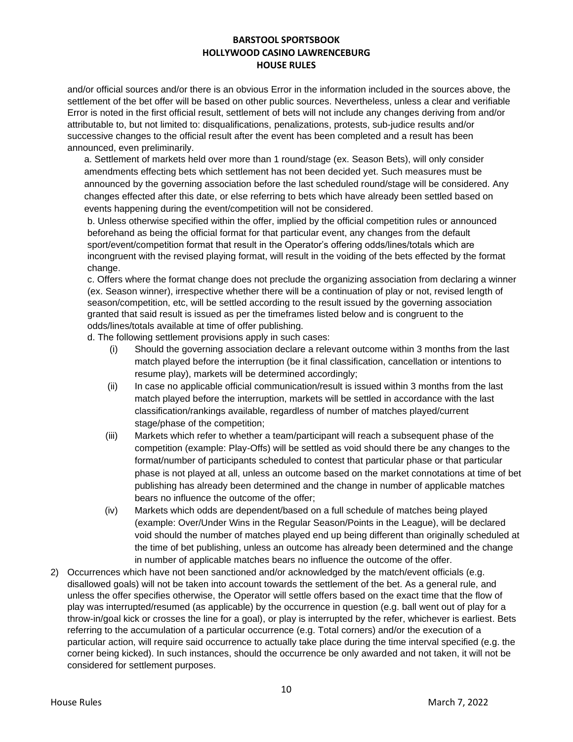and/or official sources and/or there is an obvious Error in the information included in the sources above, the settlement of the bet offer will be based on other public sources. Nevertheless, unless a clear and verifiable Error is noted in the first official result, settlement of bets will not include any changes deriving from and/or attributable to, but not limited to: disqualifications, penalizations, protests, sub-judice results and/or successive changes to the official result after the event has been completed and a result has been announced, even preliminarily.

a. Settlement of markets held over more than 1 round/stage (ex. Season Bets), will only consider amendments effecting bets which settlement has not been decided yet. Such measures must be announced by the governing association before the last scheduled round/stage will be considered. Any changes effected after this date, or else referring to bets which have already been settled based on events happening during the event/competition will not be considered.

b. Unless otherwise specified within the offer, implied by the official competition rules or announced beforehand as being the official format for that particular event, any changes from the default sport/event/competition format that result in the Operator's offering odds/lines/totals which are incongruent with the revised playing format, will result in the voiding of the bets effected by the format change.

c. Offers where the format change does not preclude the organizing association from declaring a winner (ex. Season winner), irrespective whether there will be a continuation of play or not, revised length of season/competition, etc, will be settled according to the result issued by the governing association granted that said result is issued as per the timeframes listed below and is congruent to the odds/lines/totals available at time of offer publishing.

d. The following settlement provisions apply in such cases:

(i) Should the governing association declare a relevant outcome within 3 months from the last match played before the interruption (be it final classification, cancellation or intentions to resume play), markets will be determined accordingly;

(ii) In case no applicable official communication/result is issued within 3 months from the last match played before the interruption, markets will be settled in accordance with the last classification/rankings available, regardless of number of matches played/current stage/phase of the competition;

(iii) Markets which refer to whether a team/participant will reach a subsequent phase of the competition (example: Play-Offs) will be settled as void should there be any changes to the format/number of participants scheduled to contest that particular phase or that particular phase is not played at all, unless an outcome based on the market connotations at time of bet publishing has already been determined and the change in number of applicable matches bears no influence the outcome of the offer;

(iv) Markets which odds are dependent/based on a full schedule of matches being played (example: Over/Under Wins in the Regular Season/Points in the League), will be declared void should the number of matches played end up being different than originally scheduled at the time of bet publishing, unless an outcome has already been determined and the change in number of applicable matches bears no influence the outcome of the offer.

2) Occurrences which have not been sanctioned and/or acknowledged by the match/event officials (e.g. disallowed goals) will not be taken into account towards the settlement of the bet. As a general rule, and unless the offer specifies otherwise, the Operator will settle offers based on the exact time that the flow of play was interrupted/resumed (as applicable) by the occurrence in question (e.g. ball went out of play for a throw-in/goal kick or crosses the line for a goal), or play is interrupted by the refer, whichever is earliest. Bets referring to the accumulation of a particular occurrence (e.g. Total corners) and/or the execution of a particular action, will require said occurrence to actually take place during the time interval specified (e.g. the corner being kicked). In such instances, should the occurrence be only awarded and not taken, it will not be considered for settlement purposes.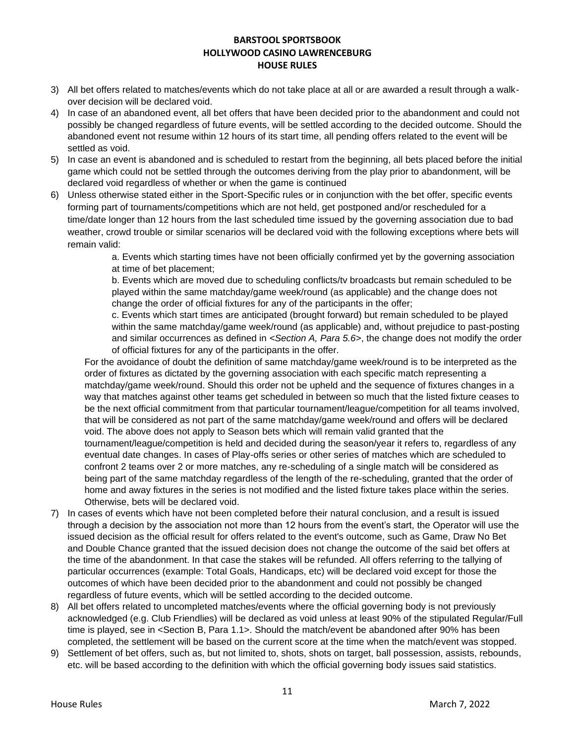3) All bet offers related to matches/events which do not take place at all or are awarded a result through a walk-over decision will be declared void.
4) In case of an abandoned event, all bet offers that have been decided prior to the abandonment and could not possibly be changed regardless of future events, will be settled according to the decided outcome. Should the abandoned event not resume within 12 hours of its start time, all pending offers related to the event will be settled as void.
5) In case an event is abandoned and is scheduled to restart from the beginning, all bets placed before the initial game which could not be settled through the outcomes deriving from the play prior to abandonment, will be declared void regardless of whether or when the game is continued
6) Unless otherwise stated either in the Sport-Specific rules or in conjunction with the bet offer, specific events forming part of tournaments/competitions which are not held, get postponed and/or rescheduled for a time/date longer than 12 hours from the last scheduled time issued by the governing association due to bad weather, crowd trouble or similar scenarios will be declared void with the following exceptions where bets will remain valid:

   a. Events which starting times have not been officially confirmed yet by the governing association at time of bet placement;

   b. Events which are moved due to scheduling conflicts/tv broadcasts but remain scheduled to be played within the same matchday/game week/round (as applicable) and the change does not change the order of official fixtures for any of the participants in the offer;

   c. Events which start times are anticipated (brought forward) but remain scheduled to be played within the same matchday/game week/round (as applicable) and, without prejudice to past-posting and similar occurrences as defined in <*Section A, Para 5.6*>, the change does not modify the order of official fixtures for any of the participants in the offer.

   For the avoidance of doubt the definition of same matchday/game week/round is to be interpreted as the order of fixtures as dictated by the governing association with each specific match representing a matchday/game week/round. Should this order not be upheld and the sequence of fixtures changes in a way that matches against other teams get scheduled in between so much that the listed fixture ceases to be the next official commitment from that particular tournament/league/competition for all teams involved, that will be considered as not part of the same matchday/game week/round and offers will be declared void. The above does not apply to Season bets which will remain valid granted that the tournament/league/competition is held and decided during the season/year it refers to, regardless of any eventual date changes. In cases of Play-offs series or other series of matches which are scheduled to confront 2 teams over 2 or more matches, any re-scheduling of a single match will be considered as being part of the same matchday regardless of the length of the re-scheduling, granted that the order of home and away fixtures in the series is not modified and the listed fixture takes place within the series. Otherwise, bets will be declared void.
7) In cases of events which have not been completed before their natural conclusion, and a result is issued through a decision by the association not more than 12 hours from the event's start, the Operator will use the issued decision as the official result for offers related to the event's outcome, such as Game, Draw No Bet and Double Chance granted that the issued decision does not change the outcome of the said bet offers at the time of the abandonment. In that case the stakes will be refunded. All offers referring to the tallying of particular occurrences (example: Total Goals, Handicaps, etc) will be declared void except for those the outcomes of which have been decided prior to the abandonment and could not possibly be changed regardless of future events, which will be settled according to the decided outcome.
8) All bet offers related to uncompleted matches/events where the official governing body is not previously acknowledged (e.g. Club Friendlies) will be declared as void unless at least 90% of the stipulated Regular/Full time is played, see in <Section B, Para 1.1>. Should the match/event be abandoned after 90% has been completed, the settlement will be based on the current score at the time when the match/event was stopped.
9) Settlement of bet offers, such as, but not limited to, shots, shots on target, ball possession, assists, rebounds, etc. will be based according to the definition with which the official governing body issues said statistics.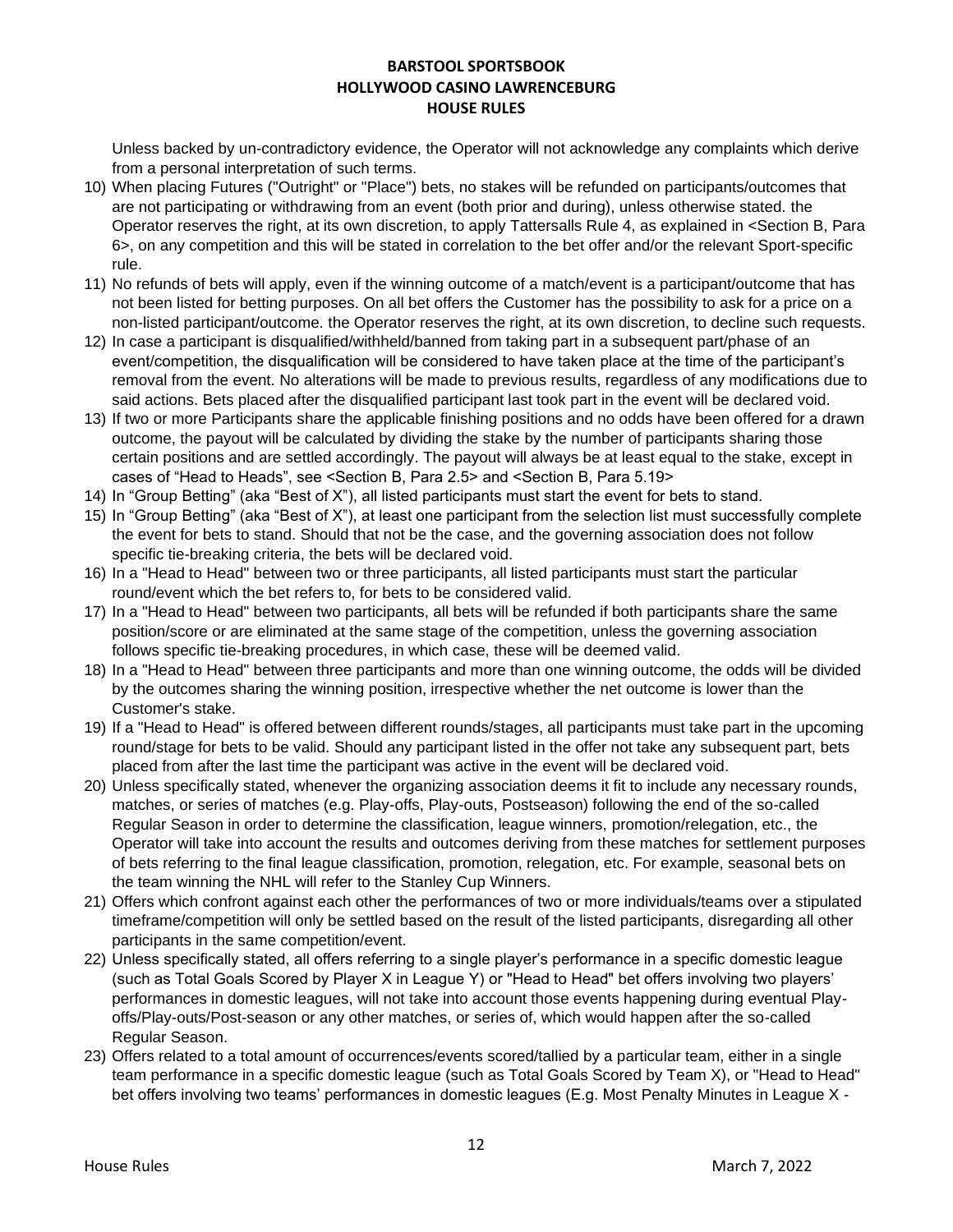Unless backed by un-contradictory evidence, the Operator will not acknowledge any complaints which derive from a personal interpretation of such terms.

10) When placing Futures ("Outright" or "Place") bets, no stakes will be refunded on participants/outcomes that are not participating or withdrawing from an event (both prior and during), unless otherwise stated. the Operator reserves the right, at its own discretion, to apply Tattersalls Rule 4, as explained in <Section B, Para 6>, on any competition and this will be stated in correlation to the bet offer and/or the relevant Sport-specific rule.
11) No refunds of bets will apply, even if the winning outcome of a match/event is a participant/outcome that has not been listed for betting purposes. On all bet offers the Customer has the possibility to ask for a price on a non-listed participant/outcome. the Operator reserves the right, at its own discretion, to decline such requests.
12) In case a participant is disqualified/withheld/banned from taking part in a subsequent part/phase of an event/competition, the disqualification will be considered to have taken place at the time of the participant's removal from the event. No alterations will be made to previous results, regardless of any modifications due to said actions. Bets placed after the disqualified participant last took part in the event will be declared void.
13) If two or more Participants share the applicable finishing positions and no odds have been offered for a drawn outcome, the payout will be calculated by dividing the stake by the number of participants sharing those certain positions and are settled accordingly. The payout will always be at least equal to the stake, except in cases of "Head to Heads", see <Section B, Para 2.5> and <Section B, Para 5.19>
14) In "Group Betting" (aka "Best of X"), all listed participants must start the event for bets to stand.
15) In "Group Betting" (aka "Best of X"), at least one participant from the selection list must successfully complete the event for bets to stand. Should that not be the case, and the governing association does not follow specific tie-breaking criteria, the bets will be declared void.
16) In a "Head to Head" between two or three participants, all listed participants must start the particular round/event which the bet refers to, for bets to be considered valid.
17) In a "Head to Head" between two participants, all bets will be refunded if both participants share the same position/score or are eliminated at the same stage of the competition, unless the governing association follows specific tie-breaking procedures, in which case, these will be deemed valid.
18) In a "Head to Head" between three participants and more than one winning outcome, the odds will be divided by the outcomes sharing the winning position, irrespective whether the net outcome is lower than the Customer's stake.
19) If a "Head to Head" is offered between different rounds/stages, all participants must take part in the upcoming round/stage for bets to be valid. Should any participant listed in the offer not take any subsequent part, bets placed from after the last time the participant was active in the event will be declared void.
20) Unless specifically stated, whenever the organizing association deems it fit to include any necessary rounds, matches, or series of matches (e.g. Play-offs, Play-outs, Postseason) following the end of the so-called Regular Season in order to determine the classification, league winners, promotion/relegation, etc., the Operator will take into account the results and outcomes deriving from these matches for settlement purposes of bets referring to the final league classification, promotion, relegation, etc. For example, seasonal bets on the team winning the NHL will refer to the Stanley Cup Winners.
21) Offers which confront against each other the performances of two or more individuals/teams over a stipulated timeframe/competition will only be settled based on the result of the listed participants, disregarding all other participants in the same competition/event.
22) Unless specifically stated, all offers referring to a single player's performance in a specific domestic league (such as Total Goals Scored by Player X in League Y) or "Head to Head" bet offers involving two players' performances in domestic leagues, will not take into account those events happening during eventual Play-offs/Play-outs/Post-season or any other matches, or series of, which would happen after the so-called Regular Season.
23) Offers related to a total amount of occurrences/events scored/tallied by a particular team, either in a single team performance in a specific domestic league (such as Total Goals Scored by Team X), or "Head to Head" bet offers involving two teams' performances in domestic leagues (E.g. Most Penalty Minutes in League X -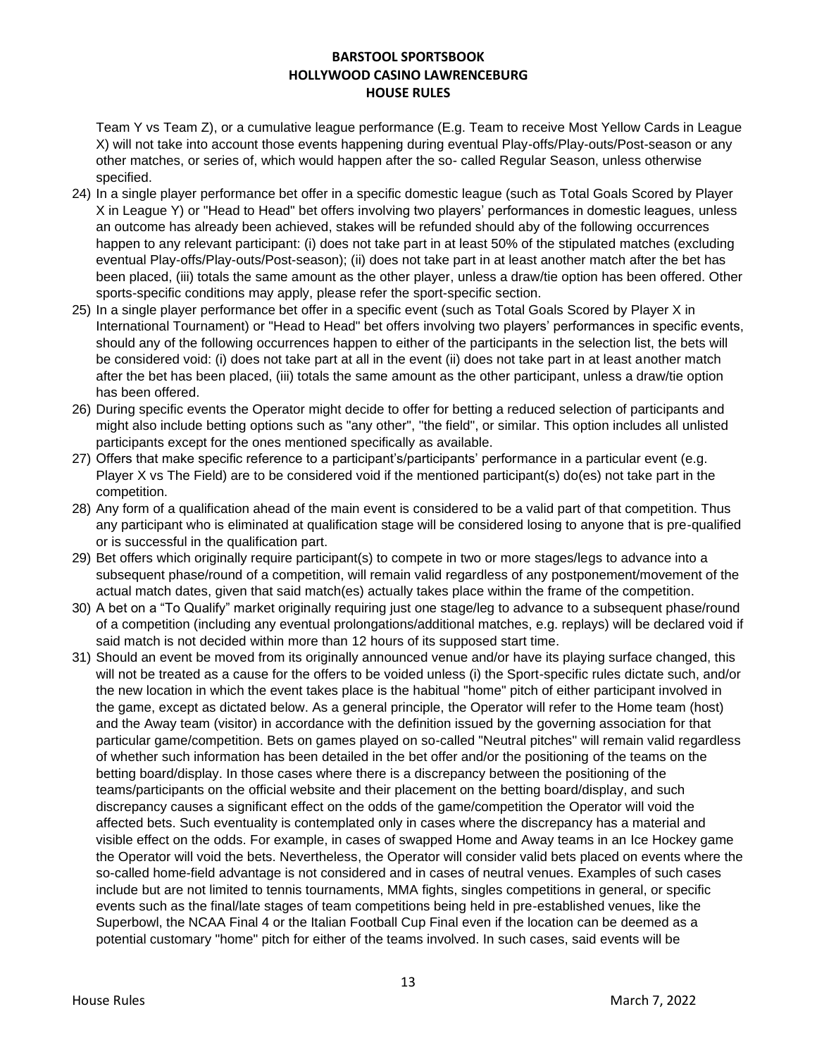Team Y vs Team Z), or a cumulative league performance (E.g. Team to receive Most Yellow Cards in League X) will not take into account those events happening during eventual Play-offs/Play-outs/Post-season or any other matches, or series of, which would happen after the so- called Regular Season, unless otherwise specified.

24) In a single player performance bet offer in a specific domestic league (such as Total Goals Scored by Player X in League Y) or "Head to Head" bet offers involving two players' performances in domestic leagues, unless an outcome has already been achieved, stakes will be refunded should aby of the following occurrences happen to any relevant participant: (i) does not take part in at least 50% of the stipulated matches (excluding eventual Play-offs/Play-outs/Post-season); (ii) does not take part in at least another match after the bet has been placed, (iii) totals the same amount as the other player, unless a draw/tie option has been offered. Other sports-specific conditions may apply, please refer the sport-specific section.
25) In a single player performance bet offer in a specific event (such as Total Goals Scored by Player X in International Tournament) or "Head to Head" bet offers involving two players' performances in specific events, should any of the following occurrences happen to either of the participants in the selection list, the bets will be considered void: (i) does not take part at all in the event (ii) does not take part in at least another match after the bet has been placed, (iii) totals the same amount as the other participant, unless a draw/tie option has been offered.
26) During specific events the Operator might decide to offer for betting a reduced selection of participants and might also include betting options such as "any other", "the field", or similar. This option includes all unlisted participants except for the ones mentioned specifically as available.
27) Offers that make specific reference to a participant's/participants' performance in a particular event (e.g. Player X vs The Field) are to be considered void if the mentioned participant(s) do(es) not take part in the competition.
28) Any form of a qualification ahead of the main event is considered to be a valid part of that competition. Thus any participant who is eliminated at qualification stage will be considered losing to anyone that is pre-qualified or is successful in the qualification part.
29) Bet offers which originally require participant(s) to compete in two or more stages/legs to advance into a subsequent phase/round of a competition, will remain valid regardless of any postponement/movement of the actual match dates, given that said match(es) actually takes place within the frame of the competition.
30) A bet on a "To Qualify" market originally requiring just one stage/leg to advance to a subsequent phase/round of a competition (including any eventual prolongations/additional matches, e.g. replays) will be declared void if said match is not decided within more than 12 hours of its supposed start time.
31) Should an event be moved from its originally announced venue and/or have its playing surface changed, this will not be treated as a cause for the offers to be voided unless (i) the Sport-specific rules dictate such, and/or the new location in which the event takes place is the habitual "home" pitch of either participant involved in the game, except as dictated below. As a general principle, the Operator will refer to the Home team (host) and the Away team (visitor) in accordance with the definition issued by the governing association for that particular game/competition. Bets on games played on so-called "Neutral pitches" will remain valid regardless of whether such information has been detailed in the bet offer and/or the positioning of the teams on the betting board/display. In those cases where there is a discrepancy between the positioning of the teams/participants on the official website and their placement on the betting board/display, and such discrepancy causes a significant effect on the odds of the game/competition the Operator will void the affected bets. Such eventuality is contemplated only in cases where the discrepancy has a material and visible effect on the odds. For example, in cases of swapped Home and Away teams in an Ice Hockey game the Operator will void the bets. Nevertheless, the Operator will consider valid bets placed on events where the so-called home-field advantage is not considered and in cases of neutral venues. Examples of such cases include but are not limited to tennis tournaments, MMA fights, singles competitions in general, or specific events such as the final/late stages of team competitions being held in pre-established venues, like the Superbowl, the NCAA Final 4 or the Italian Football Cup Final even if the location can be deemed as a potential customary "home" pitch for either of the teams involved. In such cases, said events will be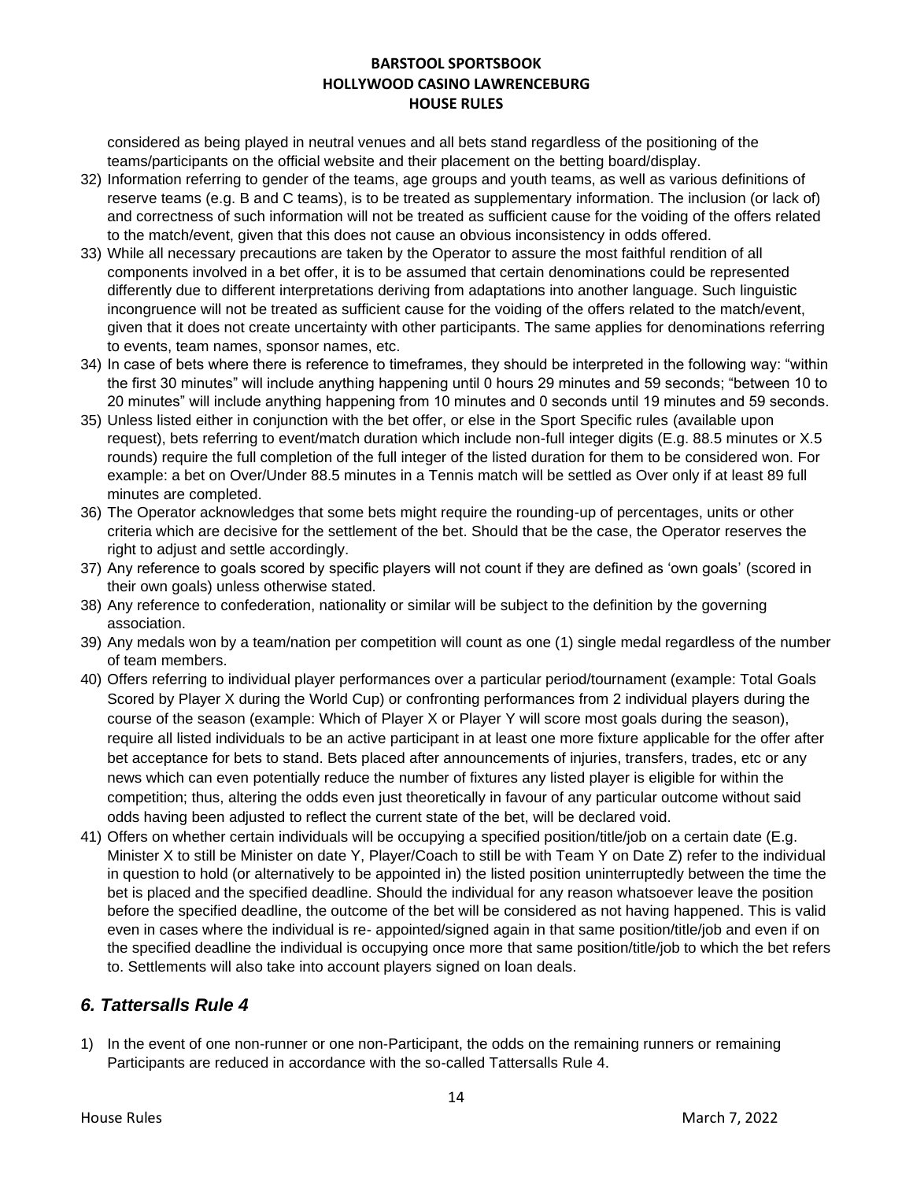considered as being played in neutral venues and all bets stand regardless of the positioning of the teams/participants on the official website and their placement on the betting board/display.

32) Information referring to gender of the teams, age groups and youth teams, as well as various definitions of reserve teams (e.g. B and C teams), is to be treated as supplementary information. The inclusion (or lack of) and correctness of such information will not be treated as sufficient cause for the voiding of the offers related to the match/event, given that this does not cause an obvious inconsistency in odds offered.
33) While all necessary precautions are taken by the Operator to assure the most faithful rendition of all components involved in a bet offer, it is to be assumed that certain denominations could be represented differently due to different interpretations deriving from adaptations into another language. Such linguistic incongruence will not be treated as sufficient cause for the voiding of the offers related to the match/event, given that it does not create uncertainty with other participants. The same applies for denominations referring to events, team names, sponsor names, etc.
34) In case of bets where there is reference to timeframes, they should be interpreted in the following way: "within the first 30 minutes" will include anything happening until 0 hours 29 minutes and 59 seconds; "between 10 to 20 minutes" will include anything happening from 10 minutes and 0 seconds until 19 minutes and 59 seconds.
35) Unless listed either in conjunction with the bet offer, or else in the Sport Specific rules (available upon request), bets referring to event/match duration which include non-full integer digits (E.g. 88.5 minutes or X.5 rounds) require the full completion of the full integer of the listed duration for them to be considered won. For example: a bet on Over/Under 88.5 minutes in a Tennis match will be settled as Over only if at least 89 full minutes are completed.
36) The Operator acknowledges that some bets might require the rounding-up of percentages, units or other criteria which are decisive for the settlement of the bet. Should that be the case, the Operator reserves the right to adjust and settle accordingly.
37) Any reference to goals scored by specific players will not count if they are defined as 'own goals' (scored in their own goals) unless otherwise stated.
38) Any reference to confederation, nationality or similar will be subject to the definition by the governing association.
39) Any medals won by a team/nation per competition will count as one (1) single medal regardless of the number of team members.
40) Offers referring to individual player performances over a particular period/tournament (example: Total Goals Scored by Player X during the World Cup) or confronting performances from 2 individual players during the course of the season (example: Which of Player X or Player Y will score most goals during the season), require all listed individuals to be an active participant in at least one more fixture applicable for the offer after bet acceptance for bets to stand. Bets placed after announcements of injuries, transfers, trades, etc or any news which can even potentially reduce the number of fixtures any listed player is eligible for within the competition; thus, altering the odds even just theoretically in favour of any particular outcome without said odds having been adjusted to reflect the current state of the bet, will be declared void.
41) Offers on whether certain individuals will be occupying a specified position/title/job on a certain date (E.g. Minister X to still be Minister on date Y, Player/Coach to still be with Team Y on Date Z) refer to the individual in question to hold (or alternatively to be appointed in) the listed position uninterruptedly between the time the bet is placed and the specified deadline. Should the individual for any reason whatsoever leave the position before the specified deadline, the outcome of the bet will be considered as not having happened. This is valid even in cases where the individual is re- appointed/signed again in that same position/title/job and even if on the specified deadline the individual is occupying once more that same position/title/job to which the bet refers to. Settlements will also take into account players signed on loan deals.

## *6. Tattersalls Rule 4*

1) In the event of one non-runner or one non-Participant, the odds on the remaining runners or remaining Participants are reduced in accordance with the so-called Tattersalls Rule 4.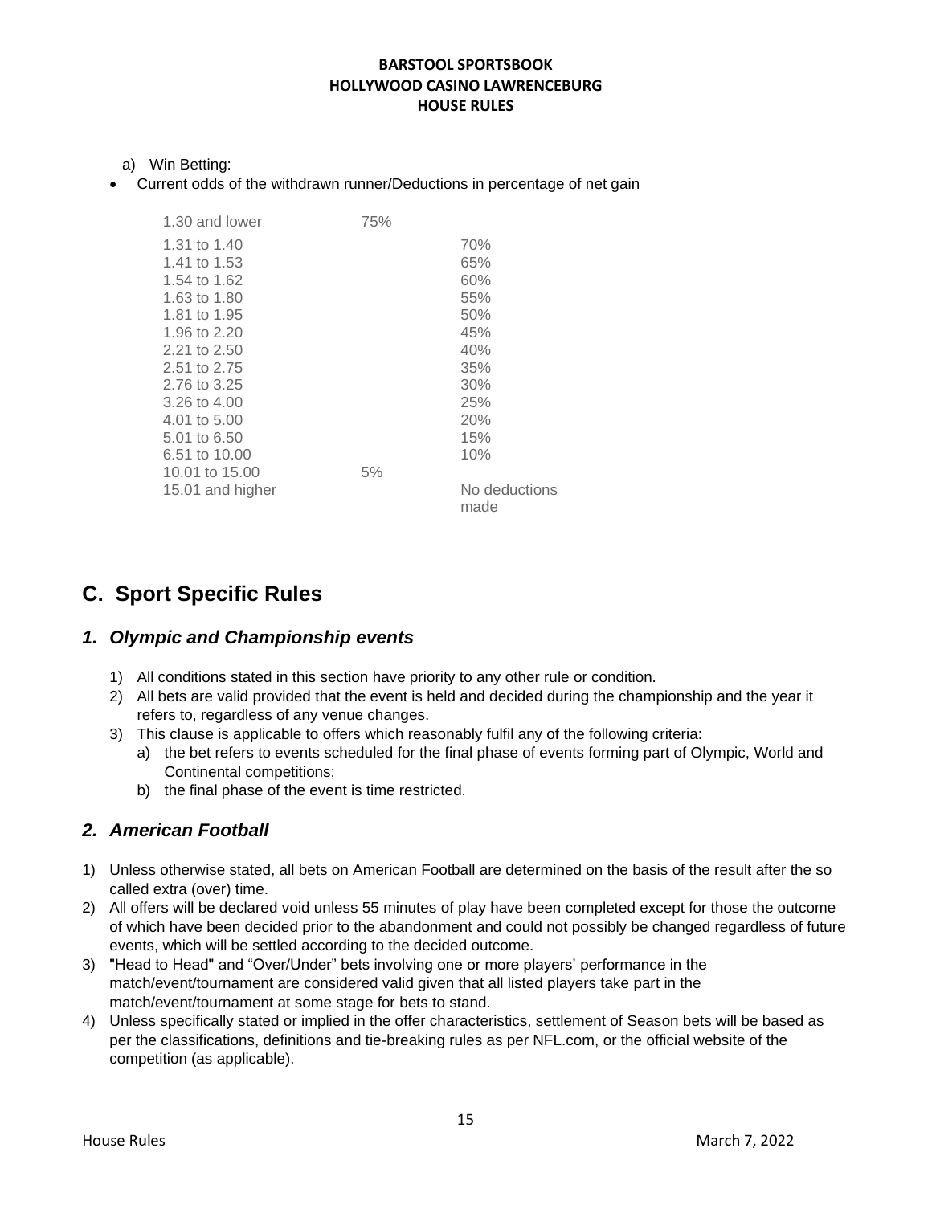a) Win Betting:

- Current odds of the withdrawn runner/Deductions in percentage of net gain

| | |
|---|---|
| 1.30 and lower | 75% |
| 1.31 to 1.40 | 70% |
| 1.41 to 1.53 | 65% |
| 1.54 to 1.62 | 60% |
| 1.63 to 1.80 | 55% |
| 1.81 to 1.95 | 50% |
| 1.96 to 2.20 | 45% |
| 2.21 to 2.50 | 40% |
| 2.51 to 2.75 | 35% |
| 2.76 to 3.25 | 30% |
| 3.26 to 4.00 | 25% |
| 4.01 to 5.00 | 20% |
| 5.01 to 6.50 | 15% |
| 6.51 to 10.00 | 10% |
| 10.01 to 15.00 | 5% |
| 15.01 and higher | No deductions made |

## C. Sport Specific Rules

### *1. Olympic and Championship events*

1) All conditions stated in this section have priority to any other rule or condition.
2) All bets are valid provided that the event is held and decided during the championship and the year it refers to, regardless of any venue changes.
3) This clause is applicable to offers which reasonably fulfil any of the following criteria:
   a) the bet refers to events scheduled for the final phase of events forming part of Olympic, World and Continental competitions;
   b) the final phase of the event is time restricted.

### *2. American Football*

1) Unless otherwise stated, all bets on American Football are determined on the basis of the result after the so called extra (over) time.
2) All offers will be declared void unless 55 minutes of play have been completed except for those the outcome of which have been decided prior to the abandonment and could not possibly be changed regardless of future events, which will be settled according to the decided outcome.
3) "Head to Head" and "Over/Under" bets involving one or more players' performance in the match/event/tournament are considered valid given that all listed players take part in the match/event/tournament at some stage for bets to stand.
4) Unless specifically stated or implied in the offer characteristics, settlement of Season bets will be based as per the classifications, definitions and tie-breaking rules as per NFL.com, or the official website of the competition (as applicable).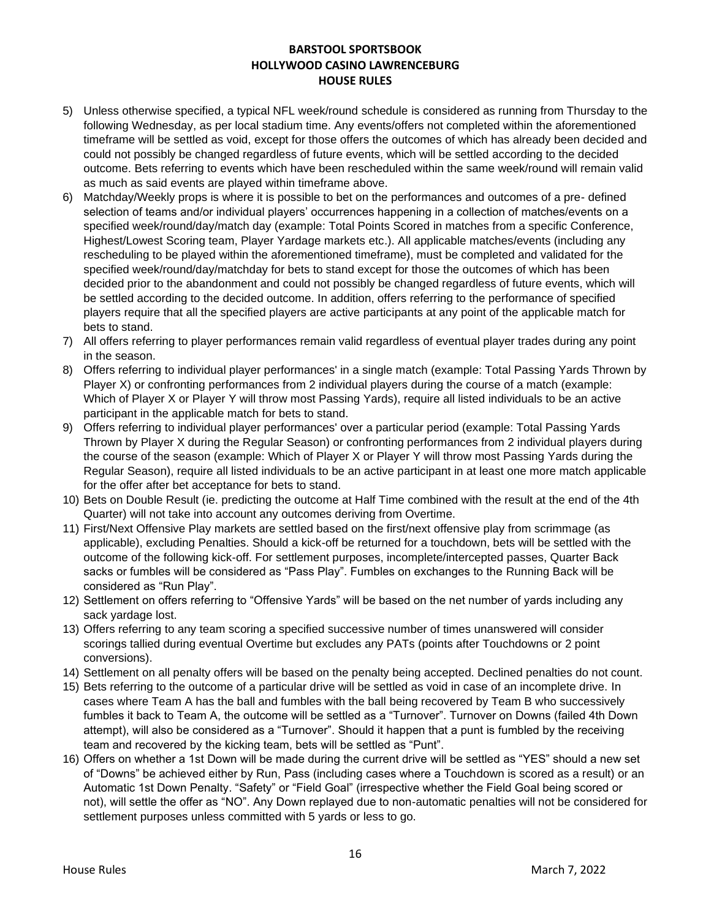**BARSTOOL SPORTSBOOK**
**HOLLYWOOD CASINO LAWRENCEBURG**
**HOUSE RULES**

5) Unless otherwise specified, a typical NFL week/round schedule is considered as running from Thursday to the following Wednesday, as per local stadium time. Any events/offers not completed within the aforementioned timeframe will be settled as void, except for those offers the outcomes of which has already been decided and could not possibly be changed regardless of future events, which will be settled according to the decided outcome. Bets referring to events which have been rescheduled within the same week/round will remain valid as much as said events are played within timeframe above.
6) Matchday/Weekly props is where it is possible to bet on the performances and outcomes of a pre- defined selection of teams and/or individual players' occurrences happening in a collection of matches/events on a specified week/round/day/match day (example: Total Points Scored in matches from a specific Conference, Highest/Lowest Scoring team, Player Yardage markets etc.). All applicable matches/events (including any rescheduling to be played within the aforementioned timeframe), must be completed and validated for the specified week/round/day/matchday for bets to stand except for those the outcomes of which has been decided prior to the abandonment and could not possibly be changed regardless of future events, which will be settled according to the decided outcome. In addition, offers referring to the performance of specified players require that all the specified players are active participants at any point of the applicable match for bets to stand.
7) All offers referring to player performances remain valid regardless of eventual player trades during any point in the season.
8) Offers referring to individual player performances' in a single match (example: Total Passing Yards Thrown by Player X) or confronting performances from 2 individual players during the course of a match (example: Which of Player X or Player Y will throw most Passing Yards), require all listed individuals to be an active participant in the applicable match for bets to stand.
9) Offers referring to individual player performances' over a particular period (example: Total Passing Yards Thrown by Player X during the Regular Season) or confronting performances from 2 individual players during the course of the season (example: Which of Player X or Player Y will throw most Passing Yards during the Regular Season), require all listed individuals to be an active participant in at least one more match applicable for the offer after bet acceptance for bets to stand.
10) Bets on Double Result (ie. predicting the outcome at Half Time combined with the result at the end of the 4th Quarter) will not take into account any outcomes deriving from Overtime.
11) First/Next Offensive Play markets are settled based on the first/next offensive play from scrimmage (as applicable), excluding Penalties. Should a kick-off be returned for a touchdown, bets will be settled with the outcome of the following kick-off. For settlement purposes, incomplete/intercepted passes, Quarter Back sacks or fumbles will be considered as "Pass Play". Fumbles on exchanges to the Running Back will be considered as "Run Play".
12) Settlement on offers referring to "Offensive Yards" will be based on the net number of yards including any sack yardage lost.
13) Offers referring to any team scoring a specified successive number of times unanswered will consider scorings tallied during eventual Overtime but excludes any PATs (points after Touchdowns or 2 point conversions).
14) Settlement on all penalty offers will be based on the penalty being accepted. Declined penalties do not count.
15) Bets referring to the outcome of a particular drive will be settled as void in case of an incomplete drive. In cases where Team A has the ball and fumbles with the ball being recovered by Team B who successively fumbles it back to Team A, the outcome will be settled as a "Turnover". Turnover on Downs (failed 4th Down attempt), will also be considered as a "Turnover". Should it happen that a punt is fumbled by the receiving team and recovered by the kicking team, bets will be settled as "Punt".
16) Offers on whether a 1st Down will be made during the current drive will be settled as "YES" should a new set of "Downs" be achieved either by Run, Pass (including cases where a Touchdown is scored as a result) or an Automatic 1st Down Penalty. "Safety" or "Field Goal" (irrespective whether the Field Goal being scored or not), will settle the offer as "NO". Any Down replayed due to non-automatic penalties will not be considered for settlement purposes unless committed with 5 yards or less to go.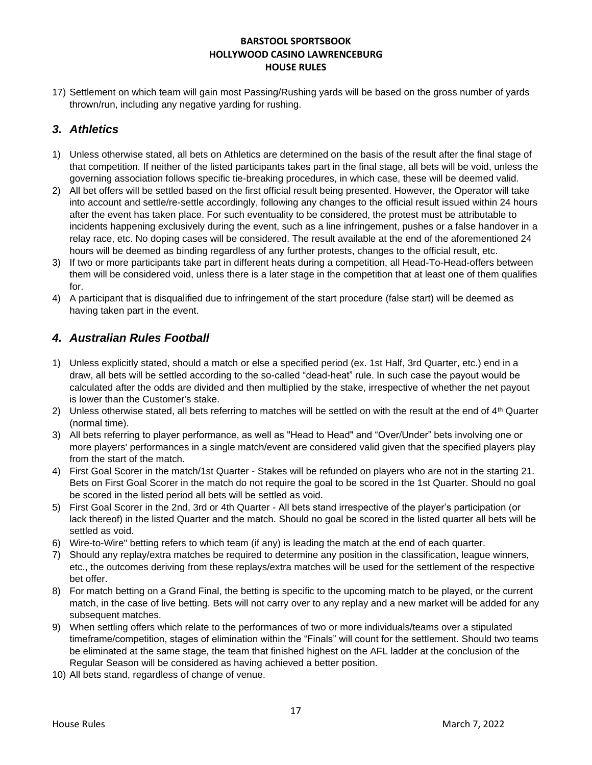17) Settlement on which team will gain most Passing/Rushing yards will be based on the gross number of yards thrown/run, including any negative yarding for rushing.

## *3. Athletics*

1) Unless otherwise stated, all bets on Athletics are determined on the basis of the result after the final stage of that competition. If neither of the listed participants takes part in the final stage, all bets will be void, unless the governing association follows specific tie-breaking procedures, in which case, these will be deemed valid.
2) All bet offers will be settled based on the first official result being presented. However, the Operator will take into account and settle/re-settle accordingly, following any changes to the official result issued within 24 hours after the event has taken place. For such eventuality to be considered, the protest must be attributable to incidents happening exclusively during the event, such as a line infringement, pushes or a false handover in a relay race, etc. No doping cases will be considered. The result available at the end of the aforementioned 24 hours will be deemed as binding regardless of any further protests, changes to the official result, etc.
3) If two or more participants take part in different heats during a competition, all Head-To-Head-offers between them will be considered void, unless there is a later stage in the competition that at least one of them qualifies for.
4) A participant that is disqualified due to infringement of the start procedure (false start) will be deemed as having taken part in the event.

## *4. Australian Rules Football*

1) Unless explicitly stated, should a match or else a specified period (ex. 1st Half, 3rd Quarter, etc.) end in a draw, all bets will be settled according to the so-called "dead-heat" rule. In such case the payout would be calculated after the odds are divided and then multiplied by the stake, irrespective of whether the net payout is lower than the Customer's stake.
2) Unless otherwise stated, all bets referring to matches will be settled on with the result at the end of 4th Quarter (normal time).
3) All bets referring to player performance, as well as "Head to Head" and "Over/Under" bets involving one or more players' performances in a single match/event are considered valid given that the specified players play from the start of the match.
4) First Goal Scorer in the match/1st Quarter - Stakes will be refunded on players who are not in the starting 21. Bets on First Goal Scorer in the match do not require the goal to be scored in the 1st Quarter. Should no goal be scored in the listed period all bets will be settled as void.
5) First Goal Scorer in the 2nd, 3rd or 4th Quarter - All bets stand irrespective of the player's participation (or lack thereof) in the listed Quarter and the match. Should no goal be scored in the listed quarter all bets will be settled as void.
6) Wire-to-Wire" betting refers to which team (if any) is leading the match at the end of each quarter.
7) Should any replay/extra matches be required to determine any position in the classification, league winners, etc., the outcomes deriving from these replays/extra matches will be used for the settlement of the respective bet offer.
8) For match betting on a Grand Final, the betting is specific to the upcoming match to be played, or the current match, in the case of live betting. Bets will not carry over to any replay and a new market will be added for any subsequent matches.
9) When settling offers which relate to the performances of two or more individuals/teams over a stipulated timeframe/competition, stages of elimination within the "Finals" will count for the settlement. Should two teams be eliminated at the same stage, the team that finished highest on the AFL ladder at the conclusion of the Regular Season will be considered as having achieved a better position.
10) All bets stand, regardless of change of venue.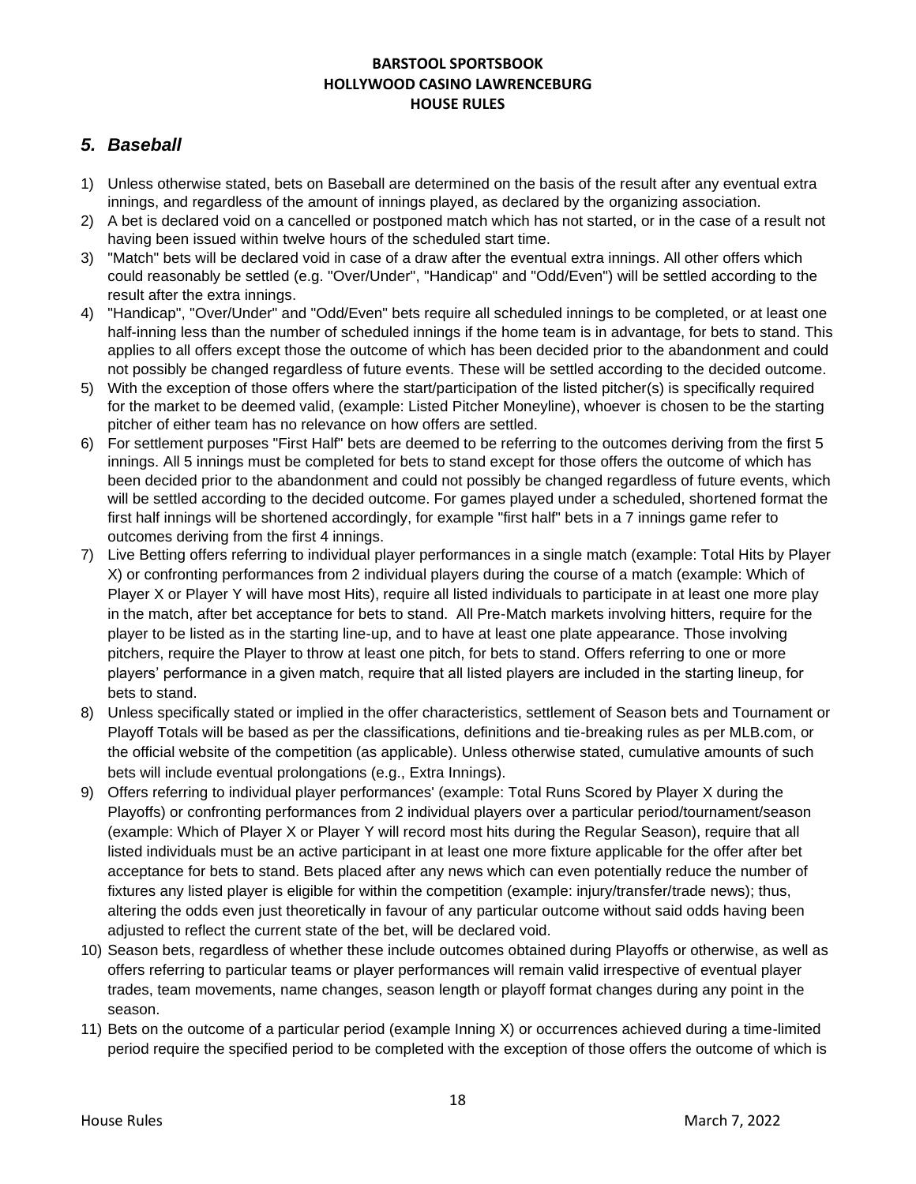## *5. Baseball*

1) Unless otherwise stated, bets on Baseball are determined on the basis of the result after any eventual extra innings, and regardless of the amount of innings played, as declared by the organizing association.
2) A bet is declared void on a cancelled or postponed match which has not started, or in the case of a result not having been issued within twelve hours of the scheduled start time.
3) "Match" bets will be declared void in case of a draw after the eventual extra innings. All other offers which could reasonably be settled (e.g. "Over/Under", "Handicap" and "Odd/Even") will be settled according to the result after the extra innings.
4) "Handicap", "Over/Under" and "Odd/Even" bets require all scheduled innings to be completed, or at least one half-inning less than the number of scheduled innings if the home team is in advantage, for bets to stand. This applies to all offers except those the outcome of which has been decided prior to the abandonment and could not possibly be changed regardless of future events. These will be settled according to the decided outcome.
5) With the exception of those offers where the start/participation of the listed pitcher(s) is specifically required for the market to be deemed valid, (example: Listed Pitcher Moneyline), whoever is chosen to be the starting pitcher of either team has no relevance on how offers are settled.
6) For settlement purposes "First Half" bets are deemed to be referring to the outcomes deriving from the first 5 innings. All 5 innings must be completed for bets to stand except for those offers the outcome of which has been decided prior to the abandonment and could not possibly be changed regardless of future events, which will be settled according to the decided outcome. For games played under a scheduled, shortened format the first half innings will be shortened accordingly, for example "first half" bets in a 7 innings game refer to outcomes deriving from the first 4 innings.
7) Live Betting offers referring to individual player performances in a single match (example: Total Hits by Player X) or confronting performances from 2 individual players during the course of a match (example: Which of Player X or Player Y will have most Hits), require all listed individuals to participate in at least one more play in the match, after bet acceptance for bets to stand. All Pre-Match markets involving hitters, require for the player to be listed as in the starting line-up, and to have at least one plate appearance. Those involving pitchers, require the Player to throw at least one pitch, for bets to stand. Offers referring to one or more players' performance in a given match, require that all listed players are included in the starting lineup, for bets to stand.
8) Unless specifically stated or implied in the offer characteristics, settlement of Season bets and Tournament or Playoff Totals will be based as per the classifications, definitions and tie-breaking rules as per MLB.com, or the official website of the competition (as applicable). Unless otherwise stated, cumulative amounts of such bets will include eventual prolongations (e.g., Extra Innings).
9) Offers referring to individual player performances' (example: Total Runs Scored by Player X during the Playoffs) or confronting performances from 2 individual players over a particular period/tournament/season (example: Which of Player X or Player Y will record most hits during the Regular Season), require that all listed individuals must be an active participant in at least one more fixture applicable for the offer after bet acceptance for bets to stand. Bets placed after any news which can even potentially reduce the number of fixtures any listed player is eligible for within the competition (example: injury/transfer/trade news); thus, altering the odds even just theoretically in favour of any particular outcome without said odds having been adjusted to reflect the current state of the bet, will be declared void.
10) Season bets, regardless of whether these include outcomes obtained during Playoffs or otherwise, as well as offers referring to particular teams or player performances will remain valid irrespective of eventual player trades, team movements, name changes, season length or playoff format changes during any point in the season.
11) Bets on the outcome of a particular period (example Inning X) or occurrences achieved during a time-limited period require the specified period to be completed with the exception of those offers the outcome of which is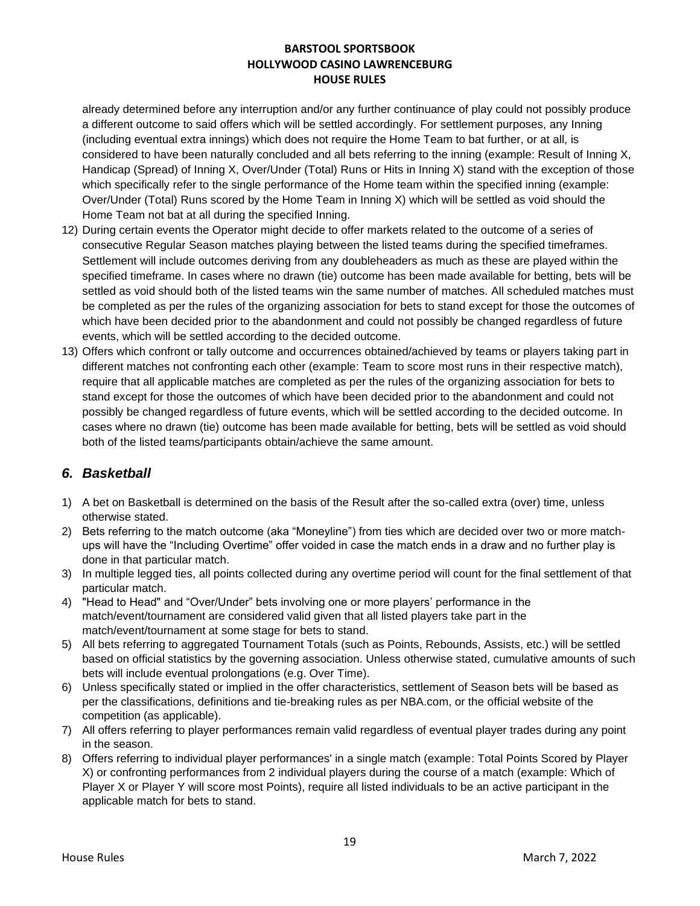already determined before any interruption and/or any further continuance of play could not possibly produce a different outcome to said offers which will be settled accordingly. For settlement purposes, any Inning (including eventual extra innings) which does not require the Home Team to bat further, or at all, is considered to have been naturally concluded and all bets referring to the inning (example: Result of Inning X, Handicap (Spread) of Inning X, Over/Under (Total) Runs or Hits in Inning X) stand with the exception of those which specifically refer to the single performance of the Home team within the specified inning (example: Over/Under (Total) Runs scored by the Home Team in Inning X) which will be settled as void should the Home Team not bat at all during the specified Inning.

12) During certain events the Operator might decide to offer markets related to the outcome of a series of consecutive Regular Season matches playing between the listed teams during the specified timeframes. Settlement will include outcomes deriving from any doubleheaders as much as these are played within the specified timeframe. In cases where no drawn (tie) outcome has been made available for betting, bets will be settled as void should both of the listed teams win the same number of matches. All scheduled matches must be completed as per the rules of the organizing association for bets to stand except for those the outcomes of which have been decided prior to the abandonment and could not possibly be changed regardless of future events, which will be settled according to the decided outcome.
13) Offers which confront or tally outcome and occurrences obtained/achieved by teams or players taking part in different matches not confronting each other (example: Team to score most runs in their respective match), require that all applicable matches are completed as per the rules of the organizing association for bets to stand except for those the outcomes of which have been decided prior to the abandonment and could not possibly be changed regardless of future events, which will be settled according to the decided outcome. In cases where no drawn (tie) outcome has been made available for betting, bets will be settled as void should both of the listed teams/participants obtain/achieve the same amount.

## *6. Basketball*

1) A bet on Basketball is determined on the basis of the Result after the so-called extra (over) time, unless otherwise stated.
2) Bets referring to the match outcome (aka "Moneyline") from ties which are decided over two or more match-ups will have the "Including Overtime" offer voided in case the match ends in a draw and no further play is done in that particular match.
3) In multiple legged ties, all points collected during any overtime period will count for the final settlement of that particular match.
4) "Head to Head" and "Over/Under" bets involving one or more players' performance in the match/event/tournament are considered valid given that all listed players take part in the match/event/tournament at some stage for bets to stand.
5) All bets referring to aggregated Tournament Totals (such as Points, Rebounds, Assists, etc.) will be settled based on official statistics by the governing association. Unless otherwise stated, cumulative amounts of such bets will include eventual prolongations (e.g. Over Time).
6) Unless specifically stated or implied in the offer characteristics, settlement of Season bets will be based as per the classifications, definitions and tie-breaking rules as per NBA.com, or the official website of the competition (as applicable).
7) All offers referring to player performances remain valid regardless of eventual player trades during any point in the season.
8) Offers referring to individual player performances' in a single match (example: Total Points Scored by Player X) or confronting performances from 2 individual players during the course of a match (example: Which of Player X or Player Y will score most Points), require all listed individuals to be an active participant in the applicable match for bets to stand.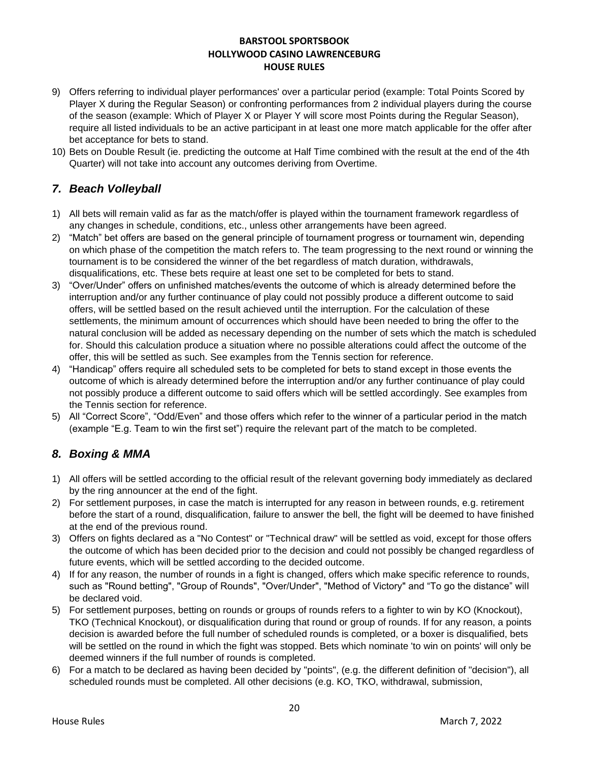9) Offers referring to individual player performances' over a particular period (example: Total Points Scored by Player X during the Regular Season) or confronting performances from 2 individual players during the course of the season (example: Which of Player X or Player Y will score most Points during the Regular Season), require all listed individuals to be an active participant in at least one more match applicable for the offer after bet acceptance for bets to stand.
10) Bets on Double Result (ie. predicting the outcome at Half Time combined with the result at the end of the 4th Quarter) will not take into account any outcomes deriving from Overtime.

## *7. Beach Volleyball*

1) All bets will remain valid as far as the match/offer is played within the tournament framework regardless of any changes in schedule, conditions, etc., unless other arrangements have been agreed.
2) "Match" bet offers are based on the general principle of tournament progress or tournament win, depending on which phase of the competition the match refers to. The team progressing to the next round or winning the tournament is to be considered the winner of the bet regardless of match duration, withdrawals, disqualifications, etc. These bets require at least one set to be completed for bets to stand.
3) "Over/Under" offers on unfinished matches/events the outcome of which is already determined before the interruption and/or any further continuance of play could not possibly produce a different outcome to said offers, will be settled based on the result achieved until the interruption. For the calculation of these settlements, the minimum amount of occurrences which should have been needed to bring the offer to the natural conclusion will be added as necessary depending on the number of sets which the match is scheduled for. Should this calculation produce a situation where no possible alterations could affect the outcome of the offer, this will be settled as such. See examples from the Tennis section for reference.
4) "Handicap" offers require all scheduled sets to be completed for bets to stand except in those events the outcome of which is already determined before the interruption and/or any further continuance of play could not possibly produce a different outcome to said offers which will be settled accordingly. See examples from the Tennis section for reference.
5) All "Correct Score", "Odd/Even" and those offers which refer to the winner of a particular period in the match (example "E.g. Team to win the first set") require the relevant part of the match to be completed.

## *8. Boxing & MMA*

1) All offers will be settled according to the official result of the relevant governing body immediately as declared by the ring announcer at the end of the fight.
2) For settlement purposes, in case the match is interrupted for any reason in between rounds, e.g. retirement before the start of a round, disqualification, failure to answer the bell, the fight will be deemed to have finished at the end of the previous round.
3) Offers on fights declared as a "No Contest" or "Technical draw" will be settled as void, except for those offers the outcome of which has been decided prior to the decision and could not possibly be changed regardless of future events, which will be settled according to the decided outcome.
4) If for any reason, the number of rounds in a fight is changed, offers which make specific reference to rounds, such as "Round betting", "Group of Rounds", "Over/Under", "Method of Victory" and "To go the distance" will be declared void.
5) For settlement purposes, betting on rounds or groups of rounds refers to a fighter to win by KO (Knockout), TKO (Technical Knockout), or disqualification during that round or group of rounds. If for any reason, a points decision is awarded before the full number of scheduled rounds is completed, or a boxer is disqualified, bets will be settled on the round in which the fight was stopped. Bets which nominate 'to win on points' will only be deemed winners if the full number of rounds is completed.
6) For a match to be declared as having been decided by "points", (e.g. the different definition of "decision"), all scheduled rounds must be completed. All other decisions (e.g. KO, TKO, withdrawal, submission,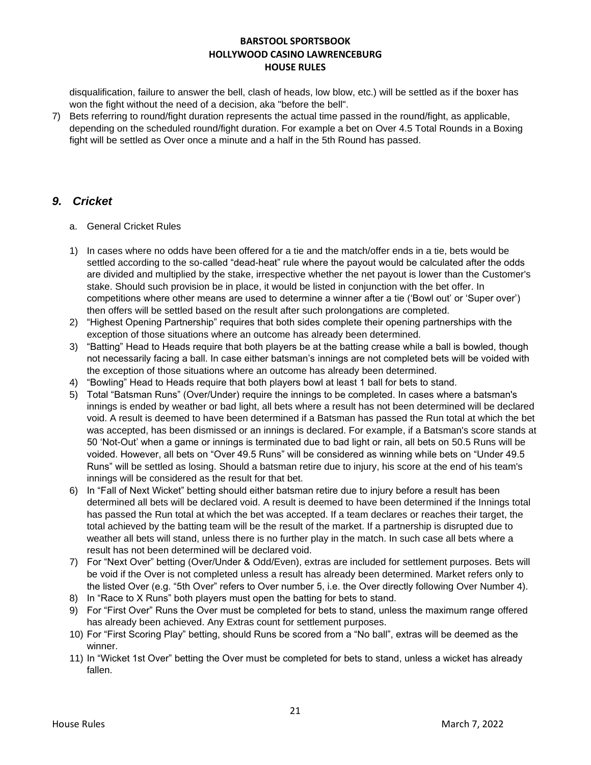disqualification, failure to answer the bell, clash of heads, low blow, etc.) will be settled as if the boxer has won the fight without the need of a decision, aka "before the bell".

7) Bets referring to round/fight duration represents the actual time passed in the round/fight, as applicable, depending on the scheduled round/fight duration. For example a bet on Over 4.5 Total Rounds in a Boxing fight will be settled as Over once a minute and a half in the 5th Round has passed.

## *9. Cricket*

a. General Cricket Rules

1) In cases where no odds have been offered for a tie and the match/offer ends in a tie, bets would be settled according to the so-called "dead-heat" rule where the payout would be calculated after the odds are divided and multiplied by the stake, irrespective whether the net payout is lower than the Customer's stake. Should such provision be in place, it would be listed in conjunction with the bet offer. In competitions where other means are used to determine a winner after a tie ('Bowl out' or 'Super over') then offers will be settled based on the result after such prolongations are completed.
2) "Highest Opening Partnership" requires that both sides complete their opening partnerships with the exception of those situations where an outcome has already been determined.
3) "Batting" Head to Heads require that both players be at the batting crease while a ball is bowled, though not necessarily facing a ball. In case either batsman's innings are not completed bets will be voided with the exception of those situations where an outcome has already been determined.
4) "Bowling" Head to Heads require that both players bowl at least 1 ball for bets to stand.
5) Total "Batsman Runs" (Over/Under) require the innings to be completed. In cases where a batsman's innings is ended by weather or bad light, all bets where a result has not been determined will be declared void. A result is deemed to have been determined if a Batsman has passed the Run total at which the bet was accepted, has been dismissed or an innings is declared. For example, if a Batsman's score stands at 50 'Not-Out' when a game or innings is terminated due to bad light or rain, all bets on 50.5 Runs will be voided. However, all bets on "Over 49.5 Runs" will be considered as winning while bets on "Under 49.5 Runs" will be settled as losing. Should a batsman retire due to injury, his score at the end of his team's innings will be considered as the result for that bet.
6) In "Fall of Next Wicket" betting should either batsman retire due to injury before a result has been determined all bets will be declared void. A result is deemed to have been determined if the Innings total has passed the Run total at which the bet was accepted. If a team declares or reaches their target, the total achieved by the batting team will be the result of the market. If a partnership is disrupted due to weather all bets will stand, unless there is no further play in the match. In such case all bets where a result has not been determined will be declared void.
7) For "Next Over" betting (Over/Under & Odd/Even), extras are included for settlement purposes. Bets will be void if the Over is not completed unless a result has already been determined. Market refers only to the listed Over (e.g. "5th Over" refers to Over number 5, i.e. the Over directly following Over Number 4).
8) In "Race to X Runs" both players must open the batting for bets to stand.
9) For "First Over" Runs the Over must be completed for bets to stand, unless the maximum range offered has already been achieved. Any Extras count for settlement purposes.
10) For "First Scoring Play" betting, should Runs be scored from a "No ball", extras will be deemed as the winner.
11) In "Wicket 1st Over" betting the Over must be completed for bets to stand, unless a wicket has already fallen.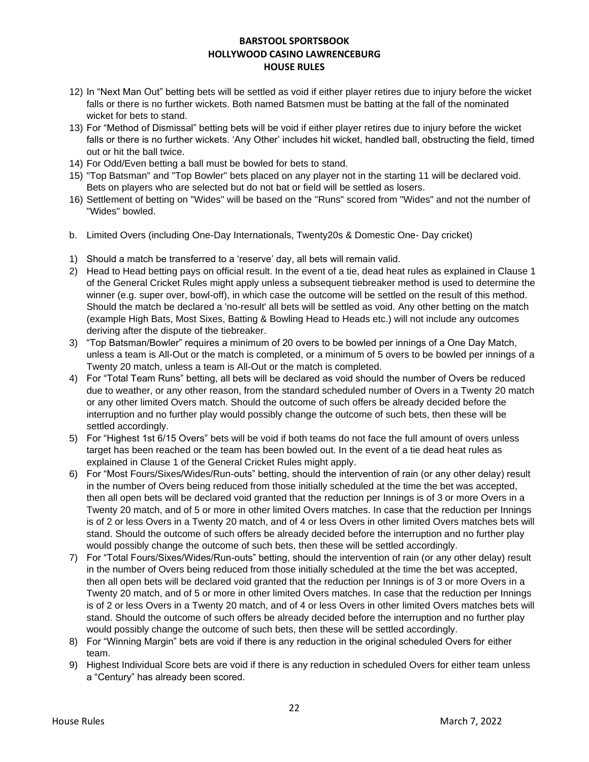12) In "Next Man Out" betting bets will be settled as void if either player retires due to injury before the wicket falls or there is no further wickets. Both named Batsmen must be batting at the fall of the nominated wicket for bets to stand.
13) For "Method of Dismissal" betting bets will be void if either player retires due to injury before the wicket falls or there is no further wickets. 'Any Other' includes hit wicket, handled ball, obstructing the field, timed out or hit the ball twice.
14) For Odd/Even betting a ball must be bowled for bets to stand.
15) "Top Batsman" and "Top Bowler" bets placed on any player not in the starting 11 will be declared void. Bets on players who are selected but do not bat or field will be settled as losers.
16) Settlement of betting on "Wides" will be based on the "Runs" scored from "Wides" and not the number of "Wides" bowled.

b. Limited Overs (including One-Day Internationals, Twenty20s & Domestic One- Day cricket)

1) Should a match be transferred to a 'reserve' day, all bets will remain valid.
2) Head to Head betting pays on official result. In the event of a tie, dead heat rules as explained in Clause 1 of the General Cricket Rules might apply unless a subsequent tiebreaker method is used to determine the winner (e.g. super over, bowl-off), in which case the outcome will be settled on the result of this method. Should the match be declared a 'no-result' all bets will be settled as void. Any other betting on the match (example High Bats, Most Sixes, Batting & Bowling Head to Heads etc.) will not include any outcomes deriving after the dispute of the tiebreaker.
3) "Top Batsman/Bowler" requires a minimum of 20 overs to be bowled per innings of a One Day Match, unless a team is All-Out or the match is completed, or a minimum of 5 overs to be bowled per innings of a Twenty 20 match, unless a team is All-Out or the match is completed.
4) For "Total Team Runs" betting, all bets will be declared as void should the number of Overs be reduced due to weather, or any other reason, from the standard scheduled number of Overs in a Twenty 20 match or any other limited Overs match. Should the outcome of such offers be already decided before the interruption and no further play would possibly change the outcome of such bets, then these will be settled accordingly.
5) For "Highest 1st 6/15 Overs" bets will be void if both teams do not face the full amount of overs unless target has been reached or the team has been bowled out. In the event of a tie dead heat rules as explained in Clause 1 of the General Cricket Rules might apply.
6) For "Most Fours/Sixes/Wides/Run-outs" betting, should the intervention of rain (or any other delay) result in the number of Overs being reduced from those initially scheduled at the time the bet was accepted, then all open bets will be declared void granted that the reduction per Innings is of 3 or more Overs in a Twenty 20 match, and of 5 or more in other limited Overs matches. In case that the reduction per Innings is of 2 or less Overs in a Twenty 20 match, and of 4 or less Overs in other limited Overs matches bets will stand. Should the outcome of such offers be already decided before the interruption and no further play would possibly change the outcome of such bets, then these will be settled accordingly.
7) For "Total Fours/Sixes/Wides/Run-outs" betting, should the intervention of rain (or any other delay) result in the number of Overs being reduced from those initially scheduled at the time the bet was accepted, then all open bets will be declared void granted that the reduction per Innings is of 3 or more Overs in a Twenty 20 match, and of 5 or more in other limited Overs matches. In case that the reduction per Innings is of 2 or less Overs in a Twenty 20 match, and of 4 or less Overs in other limited Overs matches bets will stand. Should the outcome of such offers be already decided before the interruption and no further play would possibly change the outcome of such bets, then these will be settled accordingly.
8) For "Winning Margin" bets are void if there is any reduction in the original scheduled Overs for either team.
9) Highest Individual Score bets are void if there is any reduction in scheduled Overs for either team unless a "Century" has already been scored.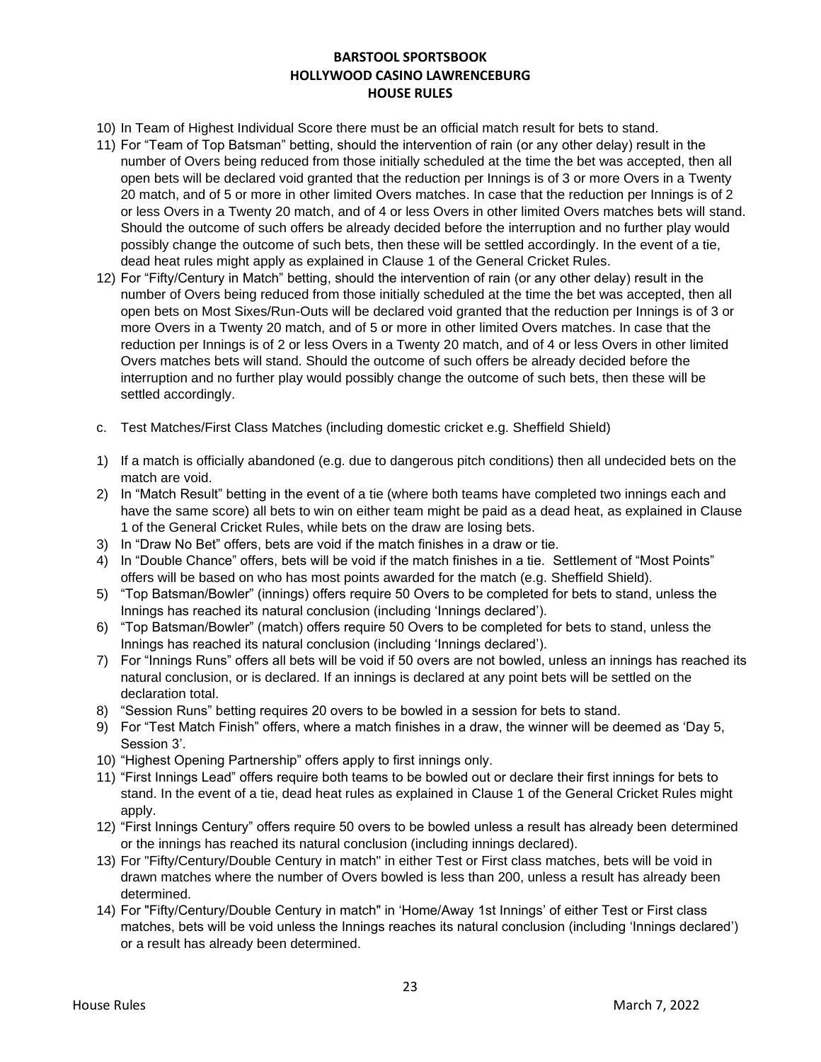10) In Team of Highest Individual Score there must be an official match result for bets to stand.
11) For "Team of Top Batsman" betting, should the intervention of rain (or any other delay) result in the number of Overs being reduced from those initially scheduled at the time the bet was accepted, then all open bets will be declared void granted that the reduction per Innings is of 3 or more Overs in a Twenty 20 match, and of 5 or more in other limited Overs matches. In case that the reduction per Innings is of 2 or less Overs in a Twenty 20 match, and of 4 or less Overs in other limited Overs matches bets will stand. Should the outcome of such offers be already decided before the interruption and no further play would possibly change the outcome of such bets, then these will be settled accordingly. In the event of a tie, dead heat rules might apply as explained in Clause 1 of the General Cricket Rules.
12) For "Fifty/Century in Match" betting, should the intervention of rain (or any other delay) result in the number of Overs being reduced from those initially scheduled at the time the bet was accepted, then all open bets on Most Sixes/Run-Outs will be declared void granted that the reduction per Innings is of 3 or more Overs in a Twenty 20 match, and of 5 or more in other limited Overs matches. In case that the reduction per Innings is of 2 or less Overs in a Twenty 20 match, and of 4 or less Overs in other limited Overs matches bets will stand. Should the outcome of such offers be already decided before the interruption and no further play would possibly change the outcome of such bets, then these will be settled accordingly.

c. Test Matches/First Class Matches (including domestic cricket e.g. Sheffield Shield)

1) If a match is officially abandoned (e.g. due to dangerous pitch conditions) then all undecided bets on the match are void.
2) In "Match Result" betting in the event of a tie (where both teams have completed two innings each and have the same score) all bets to win on either team might be paid as a dead heat, as explained in Clause 1 of the General Cricket Rules, while bets on the draw are losing bets.
3) In "Draw No Bet" offers, bets are void if the match finishes in a draw or tie.
4) In "Double Chance" offers, bets will be void if the match finishes in a tie. Settlement of "Most Points" offers will be based on who has most points awarded for the match (e.g. Sheffield Shield).
5) "Top Batsman/Bowler" (innings) offers require 50 Overs to be completed for bets to stand, unless the Innings has reached its natural conclusion (including 'Innings declared').
6) "Top Batsman/Bowler" (match) offers require 50 Overs to be completed for bets to stand, unless the Innings has reached its natural conclusion (including 'Innings declared').
7) For "Innings Runs" offers all bets will be void if 50 overs are not bowled, unless an innings has reached its natural conclusion, or is declared. If an innings is declared at any point bets will be settled on the declaration total.
8) "Session Runs" betting requires 20 overs to be bowled in a session for bets to stand.
9) For "Test Match Finish" offers, where a match finishes in a draw, the winner will be deemed as 'Day 5, Session 3'.
10) "Highest Opening Partnership" offers apply to first innings only.
11) "First Innings Lead" offers require both teams to be bowled out or declare their first innings for bets to stand. In the event of a tie, dead heat rules as explained in Clause 1 of the General Cricket Rules might apply.
12) "First Innings Century" offers require 50 overs to be bowled unless a result has already been determined or the innings has reached its natural conclusion (including innings declared).
13) For "Fifty/Century/Double Century in match" in either Test or First class matches, bets will be void in drawn matches where the number of Overs bowled is less than 200, unless a result has already been determined.
14) For "Fifty/Century/Double Century in match" in 'Home/Away 1st Innings' of either Test or First class matches, bets will be void unless the Innings reaches its natural conclusion (including 'Innings declared') or a result has already been determined.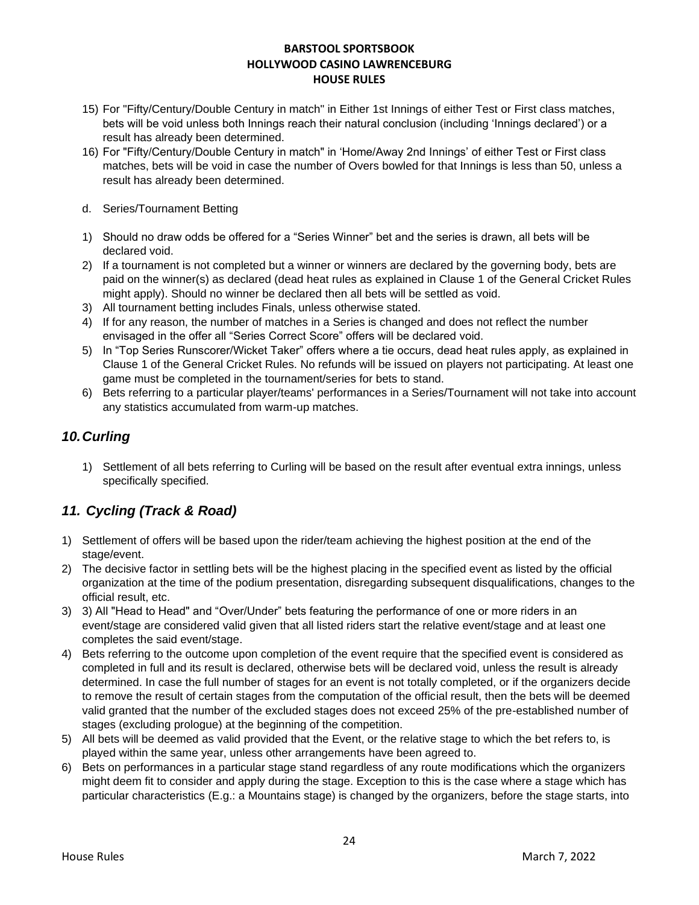15) For "Fifty/Century/Double Century in match" in Either 1st Innings of either Test or First class matches, bets will be void unless both Innings reach their natural conclusion (including 'Innings declared') or a result has already been determined.
16) For "Fifty/Century/Double Century in match" in 'Home/Away 2nd Innings' of either Test or First class matches, bets will be void in case the number of Overs bowled for that Innings is less than 50, unless a result has already been determined.

d. Series/Tournament Betting

1) Should no draw odds be offered for a "Series Winner" bet and the series is drawn, all bets will be declared void.
2) If a tournament is not completed but a winner or winners are declared by the governing body, bets are paid on the winner(s) as declared (dead heat rules as explained in Clause 1 of the General Cricket Rules might apply). Should no winner be declared then all bets will be settled as void.
3) All tournament betting includes Finals, unless otherwise stated.
4) If for any reason, the number of matches in a Series is changed and does not reflect the number envisaged in the offer all "Series Correct Score" offers will be declared void.
5) In "Top Series Runscorer/Wicket Taker" offers where a tie occurs, dead heat rules apply, as explained in Clause 1 of the General Cricket Rules. No refunds will be issued on players not participating. At least one game must be completed in the tournament/series for bets to stand.
6) Bets referring to a particular player/teams' performances in a Series/Tournament will not take into account any statistics accumulated from warm-up matches.

## *10. Curling*

1) Settlement of all bets referring to Curling will be based on the result after eventual extra innings, unless specifically specified.

## *11. Cycling (Track & Road)*

1) Settlement of offers will be based upon the rider/team achieving the highest position at the end of the stage/event.
2) The decisive factor in settling bets will be the highest placing in the specified event as listed by the official organization at the time of the podium presentation, disregarding subsequent disqualifications, changes to the official result, etc.
3) 3) All "Head to Head" and "Over/Under" bets featuring the performance of one or more riders in an event/stage are considered valid given that all listed riders start the relative event/stage and at least one completes the said event/stage.
4) Bets referring to the outcome upon completion of the event require that the specified event is considered as completed in full and its result is declared, otherwise bets will be declared void, unless the result is already determined. In case the full number of stages for an event is not totally completed, or if the organizers decide to remove the result of certain stages from the computation of the official result, then the bets will be deemed valid granted that the number of the excluded stages does not exceed 25% of the pre-established number of stages (excluding prologue) at the beginning of the competition.
5) All bets will be deemed as valid provided that the Event, or the relative stage to which the bet refers to, is played within the same year, unless other arrangements have been agreed to.
6) Bets on performances in a particular stage stand regardless of any route modifications which the organizers might deem fit to consider and apply during the stage. Exception to this is the case where a stage which has particular characteristics (E.g.: a Mountains stage) is changed by the organizers, before the stage starts, into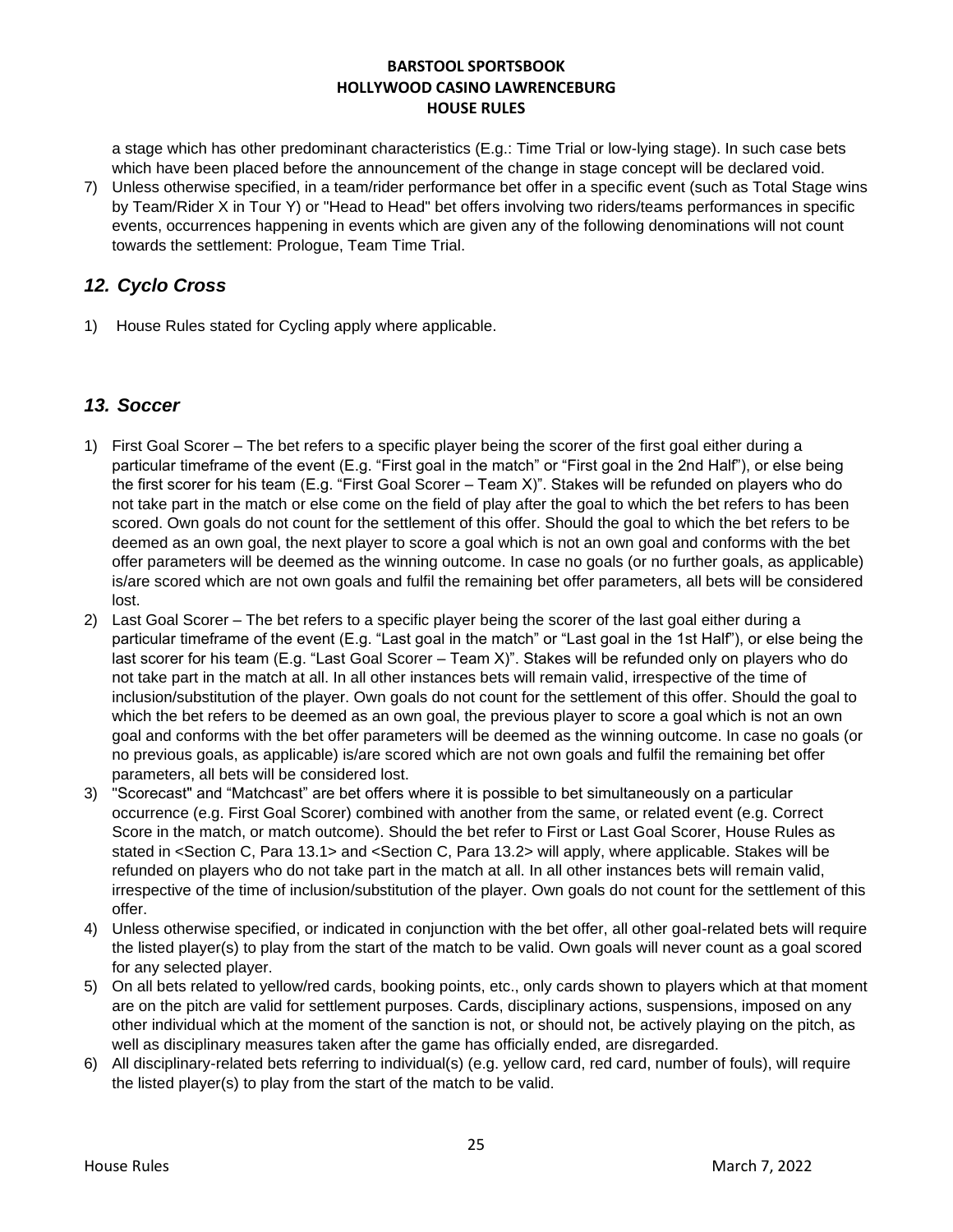a stage which has other predominant characteristics (E.g.: Time Trial or low-lying stage). In such case bets which have been placed before the announcement of the change in stage concept will be declared void.

7) Unless otherwise specified, in a team/rider performance bet offer in a specific event (such as Total Stage wins by Team/Rider X in Tour Y) or "Head to Head" bet offers involving two riders/teams performances in specific events, occurrences happening in events which are given any of the following denominations will not count towards the settlement: Prologue, Team Time Trial.

## *12. Cyclo Cross*

1) House Rules stated for Cycling apply where applicable.

## *13. Soccer*

1) First Goal Scorer – The bet refers to a specific player being the scorer of the first goal either during a particular timeframe of the event (E.g. "First goal in the match" or "First goal in the 2nd Half"), or else being the first scorer for his team (E.g. "First Goal Scorer – Team X)". Stakes will be refunded on players who do not take part in the match or else come on the field of play after the goal to which the bet refers to has been scored. Own goals do not count for the settlement of this offer. Should the goal to which the bet refers to be deemed as an own goal, the next player to score a goal which is not an own goal and conforms with the bet offer parameters will be deemed as the winning outcome. In case no goals (or no further goals, as applicable) is/are scored which are not own goals and fulfil the remaining bet offer parameters, all bets will be considered lost.
2) Last Goal Scorer – The bet refers to a specific player being the scorer of the last goal either during a particular timeframe of the event (E.g. "Last goal in the match" or "Last goal in the 1st Half"), or else being the last scorer for his team (E.g. "Last Goal Scorer – Team X)". Stakes will be refunded only on players who do not take part in the match at all. In all other instances bets will remain valid, irrespective of the time of inclusion/substitution of the player. Own goals do not count for the settlement of this offer. Should the goal to which the bet refers to be deemed as an own goal, the previous player to score a goal which is not an own goal and conforms with the bet offer parameters will be deemed as the winning outcome. In case no goals (or no previous goals, as applicable) is/are scored which are not own goals and fulfil the remaining bet offer parameters, all bets will be considered lost.
3) "Scorecast" and "Matchcast" are bet offers where it is possible to bet simultaneously on a particular occurrence (e.g. First Goal Scorer) combined with another from the same, or related event (e.g. Correct Score in the match, or match outcome). Should the bet refer to First or Last Goal Scorer, House Rules as stated in <Section C, Para 13.1> and <Section C, Para 13.2> will apply, where applicable. Stakes will be refunded on players who do not take part in the match at all. In all other instances bets will remain valid, irrespective of the time of inclusion/substitution of the player. Own goals do not count for the settlement of this offer.
4) Unless otherwise specified, or indicated in conjunction with the bet offer, all other goal-related bets will require the listed player(s) to play from the start of the match to be valid. Own goals will never count as a goal scored for any selected player.
5) On all bets related to yellow/red cards, booking points, etc., only cards shown to players which at that moment are on the pitch are valid for settlement purposes. Cards, disciplinary actions, suspensions, imposed on any other individual which at the moment of the sanction is not, or should not, be actively playing on the pitch, as well as disciplinary measures taken after the game has officially ended, are disregarded.
6) All disciplinary-related bets referring to individual(s) (e.g. yellow card, red card, number of fouls), will require the listed player(s) to play from the start of the match to be valid.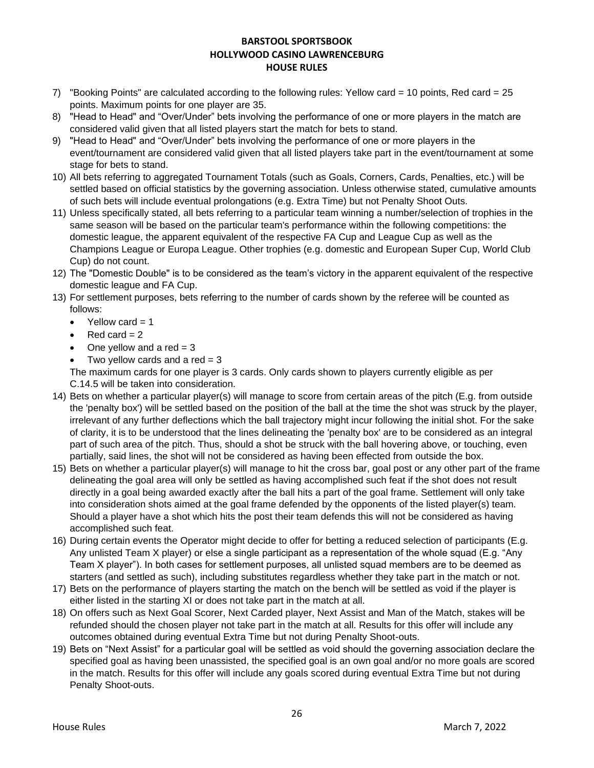7) "Booking Points" are calculated according to the following rules: Yellow card = 10 points, Red card = 25 points. Maximum points for one player are 35.
8) "Head to Head" and "Over/Under" bets involving the performance of one or more players in the match are considered valid given that all listed players start the match for bets to stand.
9) "Head to Head" and "Over/Under" bets involving the performance of one or more players in the event/tournament are considered valid given that all listed players take part in the event/tournament at some stage for bets to stand.
10) All bets referring to aggregated Tournament Totals (such as Goals, Corners, Cards, Penalties, etc.) will be settled based on official statistics by the governing association. Unless otherwise stated, cumulative amounts of such bets will include eventual prolongations (e.g. Extra Time) but not Penalty Shoot Outs.
11) Unless specifically stated, all bets referring to a particular team winning a number/selection of trophies in the same season will be based on the particular team's performance within the following competitions: the domestic league, the apparent equivalent of the respective FA Cup and League Cup as well as the Champions League or Europa League. Other trophies (e.g. domestic and European Super Cup, World Club Cup) do not count.
12) The "Domestic Double" is to be considered as the team's victory in the apparent equivalent of the respective domestic league and FA Cup.
13) For settlement purposes, bets referring to the number of cards shown by the referee will be counted as follows:
    - Yellow card = 1
    - Red card = 2
    - One yellow and a red = 3
    - Two yellow cards and a red = 3

    The maximum cards for one player is 3 cards. Only cards shown to players currently eligible as per C.14.5 will be taken into consideration.
14) Bets on whether a particular player(s) will manage to score from certain areas of the pitch (E.g. from outside the 'penalty box') will be settled based on the position of the ball at the time the shot was struck by the player, irrelevant of any further deflections which the ball trajectory might incur following the initial shot. For the sake of clarity, it is to be understood that the lines delineating the 'penalty box' are to be considered as an integral part of such area of the pitch. Thus, should a shot be struck with the ball hovering above, or touching, even partially, said lines, the shot will not be considered as having been effected from outside the box.
15) Bets on whether a particular player(s) will manage to hit the cross bar, goal post or any other part of the frame delineating the goal area will only be settled as having accomplished such feat if the shot does not result directly in a goal being awarded exactly after the ball hits a part of the goal frame. Settlement will only take into consideration shots aimed at the goal frame defended by the opponents of the listed player(s) team. Should a player have a shot which hits the post their team defends this will not be considered as having accomplished such feat.
16) During certain events the Operator might decide to offer for betting a reduced selection of participants (E.g. Any unlisted Team X player) or else a single participant as a representation of the whole squad (E.g. "Any Team X player"). In both cases for settlement purposes, all unlisted squad members are to be deemed as starters (and settled as such), including substitutes regardless whether they take part in the match or not.
17) Bets on the performance of players starting the match on the bench will be settled as void if the player is either listed in the starting XI or does not take part in the match at all.
18) On offers such as Next Goal Scorer, Next Carded player, Next Assist and Man of the Match, stakes will be refunded should the chosen player not take part in the match at all. Results for this offer will include any outcomes obtained during eventual Extra Time but not during Penalty Shoot-outs.
19) Bets on "Next Assist" for a particular goal will be settled as void should the governing association declare the specified goal as having been unassisted, the specified goal is an own goal and/or no more goals are scored in the match. Results for this offer will include any goals scored during eventual Extra Time but not during Penalty Shoot-outs.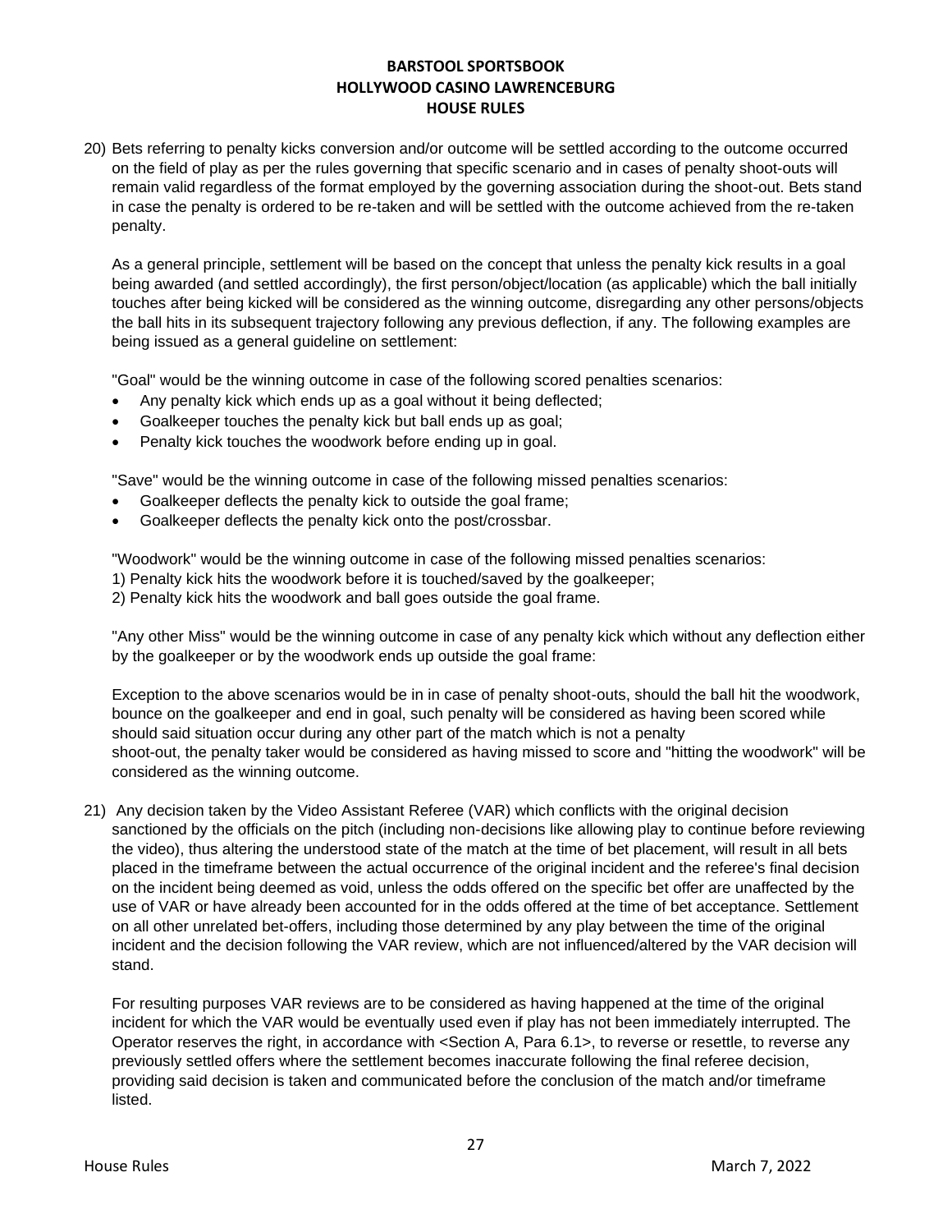20) Bets referring to penalty kicks conversion and/or outcome will be settled according to the outcome occurred on the field of play as per the rules governing that specific scenario and in cases of penalty shoot-outs will remain valid regardless of the format employed by the governing association during the shoot-out. Bets stand in case the penalty is ordered to be re-taken and will be settled with the outcome achieved from the re-taken penalty.

    As a general principle, settlement will be based on the concept that unless the penalty kick results in a goal being awarded (and settled accordingly), the first person/object/location (as applicable) which the ball initially touches after being kicked will be considered as the winning outcome, disregarding any other persons/objects the ball hits in its subsequent trajectory following any previous deflection, if any. The following examples are being issued as a general guideline on settlement:

    "Goal" would be the winning outcome in case of the following scored penalties scenarios:

    - Any penalty kick which ends up as a goal without it being deflected;
    - Goalkeeper touches the penalty kick but ball ends up as goal;
    - Penalty kick touches the woodwork before ending up in goal.

    "Save" would be the winning outcome in case of the following missed penalties scenarios:

    - Goalkeeper deflects the penalty kick to outside the goal frame;
    - Goalkeeper deflects the penalty kick onto the post/crossbar.

    "Woodwork" would be the winning outcome in case of the following missed penalties scenarios:
    1) Penalty kick hits the woodwork before it is touched/saved by the goalkeeper;
    2) Penalty kick hits the woodwork and ball goes outside the goal frame.

    "Any other Miss" would be the winning outcome in case of any penalty kick which without any deflection either by the goalkeeper or by the woodwork ends up outside the goal frame:

    Exception to the above scenarios would be in in case of penalty shoot-outs, should the ball hit the woodwork, bounce on the goalkeeper and end in goal, such penalty will be considered as having been scored while should said situation occur during any other part of the match which is not a penalty shoot-out, the penalty taker would be considered as having missed to score and "hitting the woodwork" will be considered as the winning outcome.

21) Any decision taken by the Video Assistant Referee (VAR) which conflicts with the original decision sanctioned by the officials on the pitch (including non-decisions like allowing play to continue before reviewing the video), thus altering the understood state of the match at the time of bet placement, will result in all bets placed in the timeframe between the actual occurrence of the original incident and the referee's final decision on the incident being deemed as void, unless the odds offered on the specific bet offer are unaffected by the use of VAR or have already been accounted for in the odds offered at the time of bet acceptance. Settlement on all other unrelated bet-offers, including those determined by any play between the time of the original incident and the decision following the VAR review, which are not influenced/altered by the VAR decision will stand.

    For resulting purposes VAR reviews are to be considered as having happened at the time of the original incident for which the VAR would be eventually used even if play has not been immediately interrupted. The Operator reserves the right, in accordance with <Section A, Para 6.1>, to reverse or resettle, to reverse any previously settled offers where the settlement becomes inaccurate following the final referee decision, providing said decision is taken and communicated before the conclusion of the match and/or timeframe listed.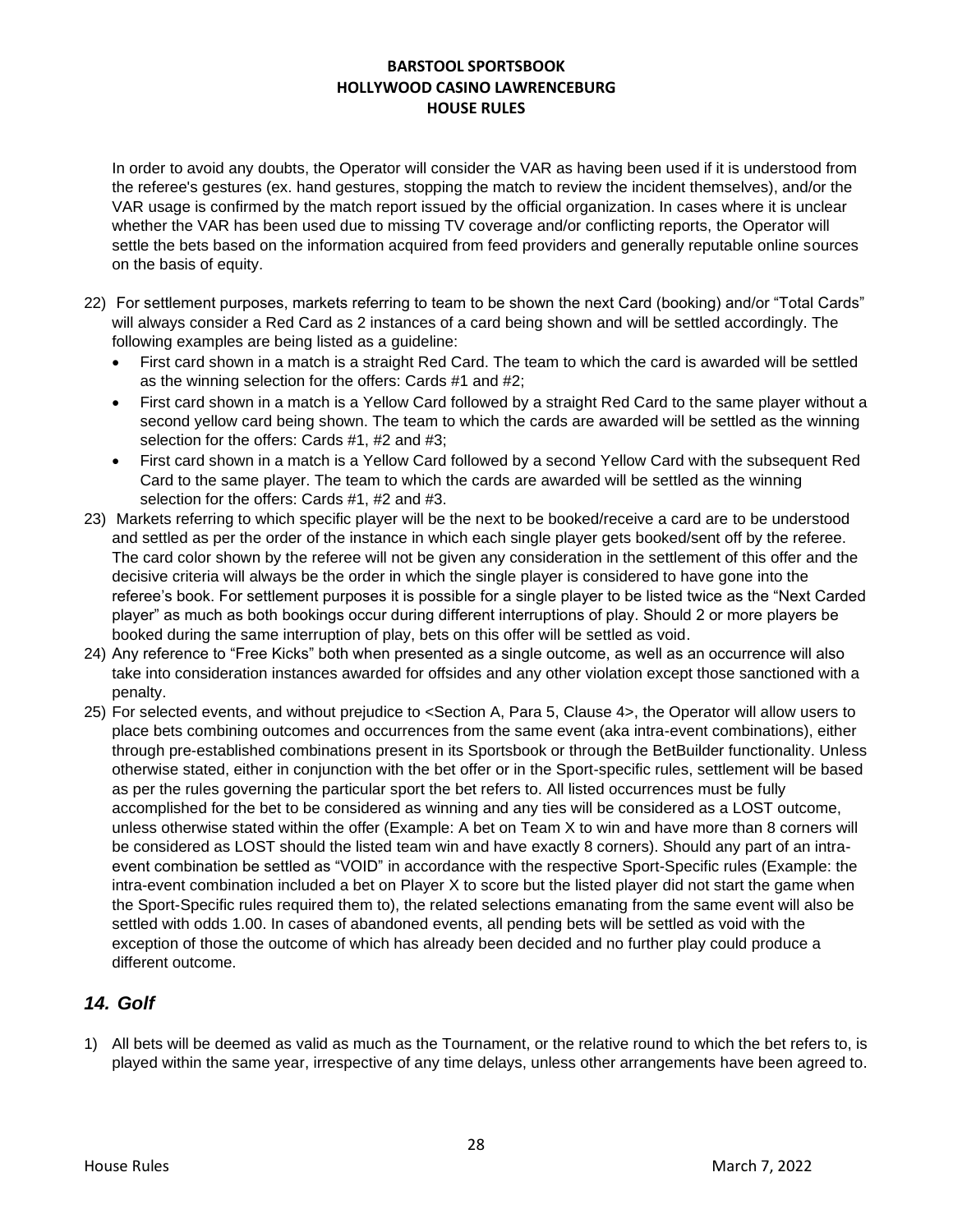In order to avoid any doubts, the Operator will consider the VAR as having been used if it is understood from the referee's gestures (ex. hand gestures, stopping the match to review the incident themselves), and/or the VAR usage is confirmed by the match report issued by the official organization. In cases where it is unclear whether the VAR has been used due to missing TV coverage and/or conflicting reports, the Operator will settle the bets based on the information acquired from feed providers and generally reputable online sources on the basis of equity.

22) For settlement purposes, markets referring to team to be shown the next Card (booking) and/or "Total Cards" will always consider a Red Card as 2 instances of a card being shown and will be settled accordingly. The following examples are being listed as a guideline:
    - First card shown in a match is a straight Red Card. The team to which the card is awarded will be settled as the winning selection for the offers: Cards #1 and #2;
    - First card shown in a match is a Yellow Card followed by a straight Red Card to the same player without a second yellow card being shown. The team to which the cards are awarded will be settled as the winning selection for the offers: Cards #1, #2 and #3;
    - First card shown in a match is a Yellow Card followed by a second Yellow Card with the subsequent Red Card to the same player. The team to which the cards are awarded will be settled as the winning selection for the offers: Cards #1, #2 and #3.
23) Markets referring to which specific player will be the next to be booked/receive a card are to be understood and settled as per the order of the instance in which each single player gets booked/sent off by the referee. The card color shown by the referee will not be given any consideration in the settlement of this offer and the decisive criteria will always be the order in which the single player is considered to have gone into the referee's book. For settlement purposes it is possible for a single player to be listed twice as the "Next Carded player" as much as both bookings occur during different interruptions of play. Should 2 or more players be booked during the same interruption of play, bets on this offer will be settled as void.
24) Any reference to "Free Kicks" both when presented as a single outcome, as well as an occurrence will also take into consideration instances awarded for offsides and any other violation except those sanctioned with a penalty.
25) For selected events, and without prejudice to <Section A, Para 5, Clause 4>, the Operator will allow users to place bets combining outcomes and occurrences from the same event (aka intra-event combinations), either through pre-established combinations present in its Sportsbook or through the BetBuilder functionality. Unless otherwise stated, either in conjunction with the bet offer or in the Sport-specific rules, settlement will be based as per the rules governing the particular sport the bet refers to. All listed occurrences must be fully accomplished for the bet to be considered as winning and any ties will be considered as a LOST outcome, unless otherwise stated within the offer (Example: A bet on Team X to win and have more than 8 corners will be considered as LOST should the listed team win and have exactly 8 corners). Should any part of an intra-event combination be settled as "VOID" in accordance with the respective Sport-Specific rules (Example: the intra-event combination included a bet on Player X to score but the listed player did not start the game when the Sport-Specific rules required them to), the related selections emanating from the same event will also be settled with odds 1.00. In cases of abandoned events, all pending bets will be settled as void with the exception of those the outcome of which has already been decided and no further play could produce a different outcome.

## *14. Golf*

1) All bets will be deemed as valid as much as the Tournament, or the relative round to which the bet refers to, is played within the same year, irrespective of any time delays, unless other arrangements have been agreed to.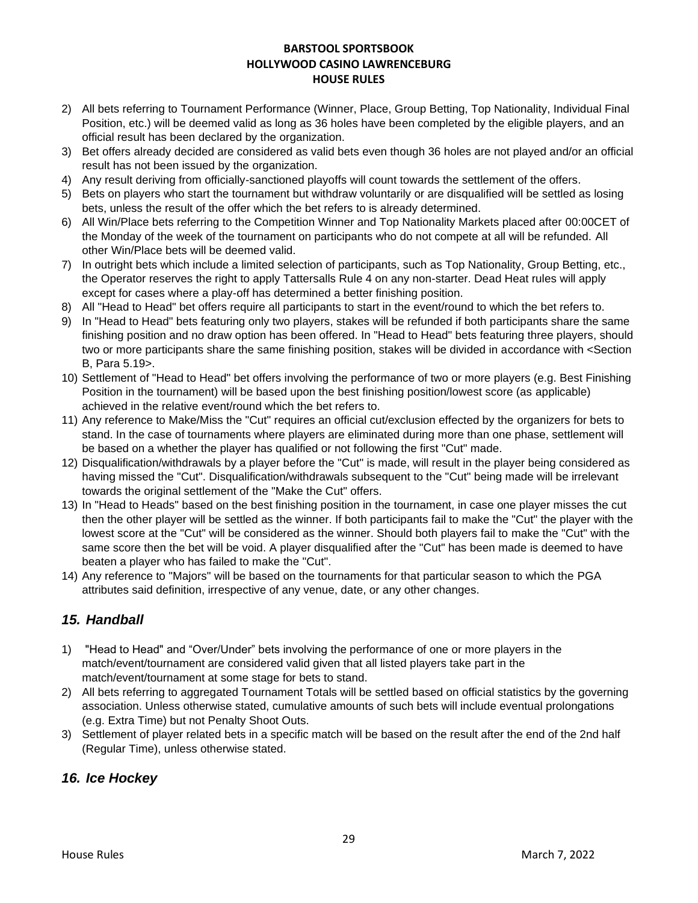2) All bets referring to Tournament Performance (Winner, Place, Group Betting, Top Nationality, Individual Final Position, etc.) will be deemed valid as long as 36 holes have been completed by the eligible players, and an official result has been declared by the organization.
3) Bet offers already decided are considered as valid bets even though 36 holes are not played and/or an official result has not been issued by the organization.
4) Any result deriving from officially-sanctioned playoffs will count towards the settlement of the offers.
5) Bets on players who start the tournament but withdraw voluntarily or are disqualified will be settled as losing bets, unless the result of the offer which the bet refers to is already determined.
6) All Win/Place bets referring to the Competition Winner and Top Nationality Markets placed after 00:00CET of the Monday of the week of the tournament on participants who do not compete at all will be refunded. All other Win/Place bets will be deemed valid.
7) In outright bets which include a limited selection of participants, such as Top Nationality, Group Betting, etc., the Operator reserves the right to apply Tattersalls Rule 4 on any non-starter. Dead Heat rules will apply except for cases where a play-off has determined a better finishing position.
8) All "Head to Head" bet offers require all participants to start in the event/round to which the bet refers to.
9) In "Head to Head" bets featuring only two players, stakes will be refunded if both participants share the same finishing position and no draw option has been offered. In "Head to Head" bets featuring three players, should two or more participants share the same finishing position, stakes will be divided in accordance with <Section B, Para 5.19>.
10) Settlement of "Head to Head" bet offers involving the performance of two or more players (e.g. Best Finishing Position in the tournament) will be based upon the best finishing position/lowest score (as applicable) achieved in the relative event/round which the bet refers to.
11) Any reference to Make/Miss the "Cut" requires an official cut/exclusion effected by the organizers for bets to stand. In the case of tournaments where players are eliminated during more than one phase, settlement will be based on a whether the player has qualified or not following the first "Cut" made.
12) Disqualification/withdrawals by a player before the "Cut" is made, will result in the player being considered as having missed the "Cut". Disqualification/withdrawals subsequent to the "Cut" being made will be irrelevant towards the original settlement of the "Make the Cut" offers.
13) In "Head to Heads" based on the best finishing position in the tournament, in case one player misses the cut then the other player will be settled as the winner. If both participants fail to make the "Cut" the player with the lowest score at the "Cut" will be considered as the winner. Should both players fail to make the "Cut" with the same score then the bet will be void. A player disqualified after the "Cut" has been made is deemed to have beaten a player who has failed to make the "Cut".
14) Any reference to "Majors" will be based on the tournaments for that particular season to which the PGA attributes said definition, irrespective of any venue, date, or any other changes.

## *15. Handball*

1) "Head to Head" and "Over/Under" bets involving the performance of one or more players in the match/event/tournament are considered valid given that all listed players take part in the match/event/tournament at some stage for bets to stand.
2) All bets referring to aggregated Tournament Totals will be settled based on official statistics by the governing association. Unless otherwise stated, cumulative amounts of such bets will include eventual prolongations (e.g. Extra Time) but not Penalty Shoot Outs.
3) Settlement of player related bets in a specific match will be based on the result after the end of the 2nd half (Regular Time), unless otherwise stated.

## *16. Ice Hockey*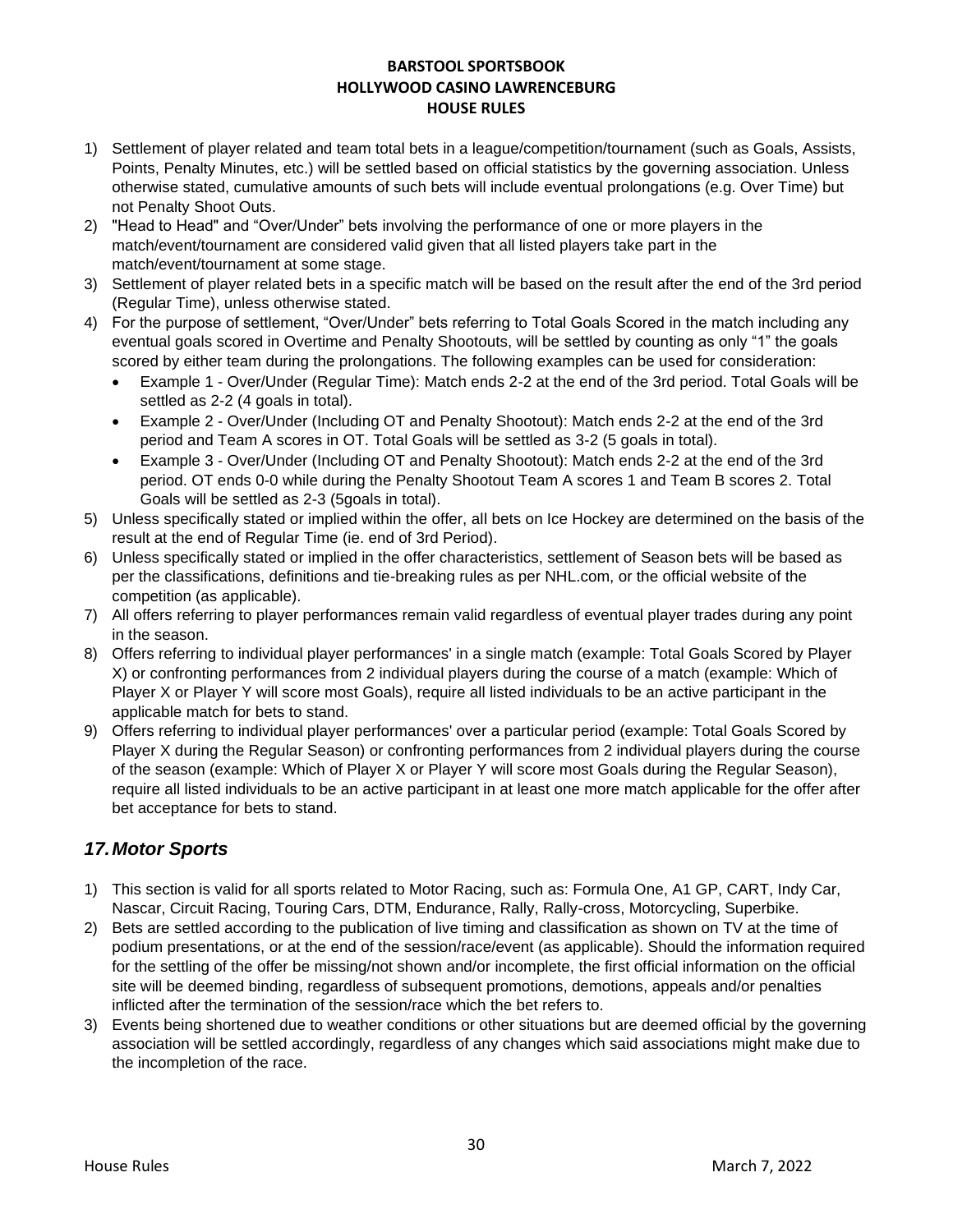1) Settlement of player related and team total bets in a league/competition/tournament (such as Goals, Assists, Points, Penalty Minutes, etc.) will be settled based on official statistics by the governing association. Unless otherwise stated, cumulative amounts of such bets will include eventual prolongations (e.g. Over Time) but not Penalty Shoot Outs.
2) "Head to Head" and "Over/Under" bets involving the performance of one or more players in the match/event/tournament are considered valid given that all listed players take part in the match/event/tournament at some stage.
3) Settlement of player related bets in a specific match will be based on the result after the end of the 3rd period (Regular Time), unless otherwise stated.
4) For the purpose of settlement, "Over/Under" bets referring to Total Goals Scored in the match including any eventual goals scored in Overtime and Penalty Shootouts, will be settled by counting as only "1" the goals scored by either team during the prolongations. The following examples can be used for consideration:
   - Example 1 - Over/Under (Regular Time): Match ends 2-2 at the end of the 3rd period. Total Goals will be settled as 2-2 (4 goals in total).
   - Example 2 - Over/Under (Including OT and Penalty Shootout): Match ends 2-2 at the end of the 3rd period and Team A scores in OT. Total Goals will be settled as 3-2 (5 goals in total).
   - Example 3 - Over/Under (Including OT and Penalty Shootout): Match ends 2-2 at the end of the 3rd period. OT ends 0-0 while during the Penalty Shootout Team A scores 1 and Team B scores 2. Total Goals will be settled as 2-3 (5goals in total).
5) Unless specifically stated or implied within the offer, all bets on Ice Hockey are determined on the basis of the result at the end of Regular Time (ie. end of 3rd Period).
6) Unless specifically stated or implied in the offer characteristics, settlement of Season bets will be based as per the classifications, definitions and tie-breaking rules as per NHL.com, or the official website of the competition (as applicable).
7) All offers referring to player performances remain valid regardless of eventual player trades during any point in the season.
8) Offers referring to individual player performances' in a single match (example: Total Goals Scored by Player X) or confronting performances from 2 individual players during the course of a match (example: Which of Player X or Player Y will score most Goals), require all listed individuals to be an active participant in the applicable match for bets to stand.
9) Offers referring to individual player performances' over a particular period (example: Total Goals Scored by Player X during the Regular Season) or confronting performances from 2 individual players during the course of the season (example: Which of Player X or Player Y will score most Goals during the Regular Season), require all listed individuals to be an active participant in at least one more match applicable for the offer after bet acceptance for bets to stand.

## *17. Motor Sports*

1) This section is valid for all sports related to Motor Racing, such as: Formula One, A1 GP, CART, Indy Car, Nascar, Circuit Racing, Touring Cars, DTM, Endurance, Rally, Rally-cross, Motorcycling, Superbike.
2) Bets are settled according to the publication of live timing and classification as shown on TV at the time of podium presentations, or at the end of the session/race/event (as applicable). Should the information required for the settling of the offer be missing/not shown and/or incomplete, the first official information on the official site will be deemed binding, regardless of subsequent promotions, demotions, appeals and/or penalties inflicted after the termination of the session/race which the bet refers to.
3) Events being shortened due to weather conditions or other situations but are deemed official by the governing association will be settled accordingly, regardless of any changes which said associations might make due to the incompletion of the race.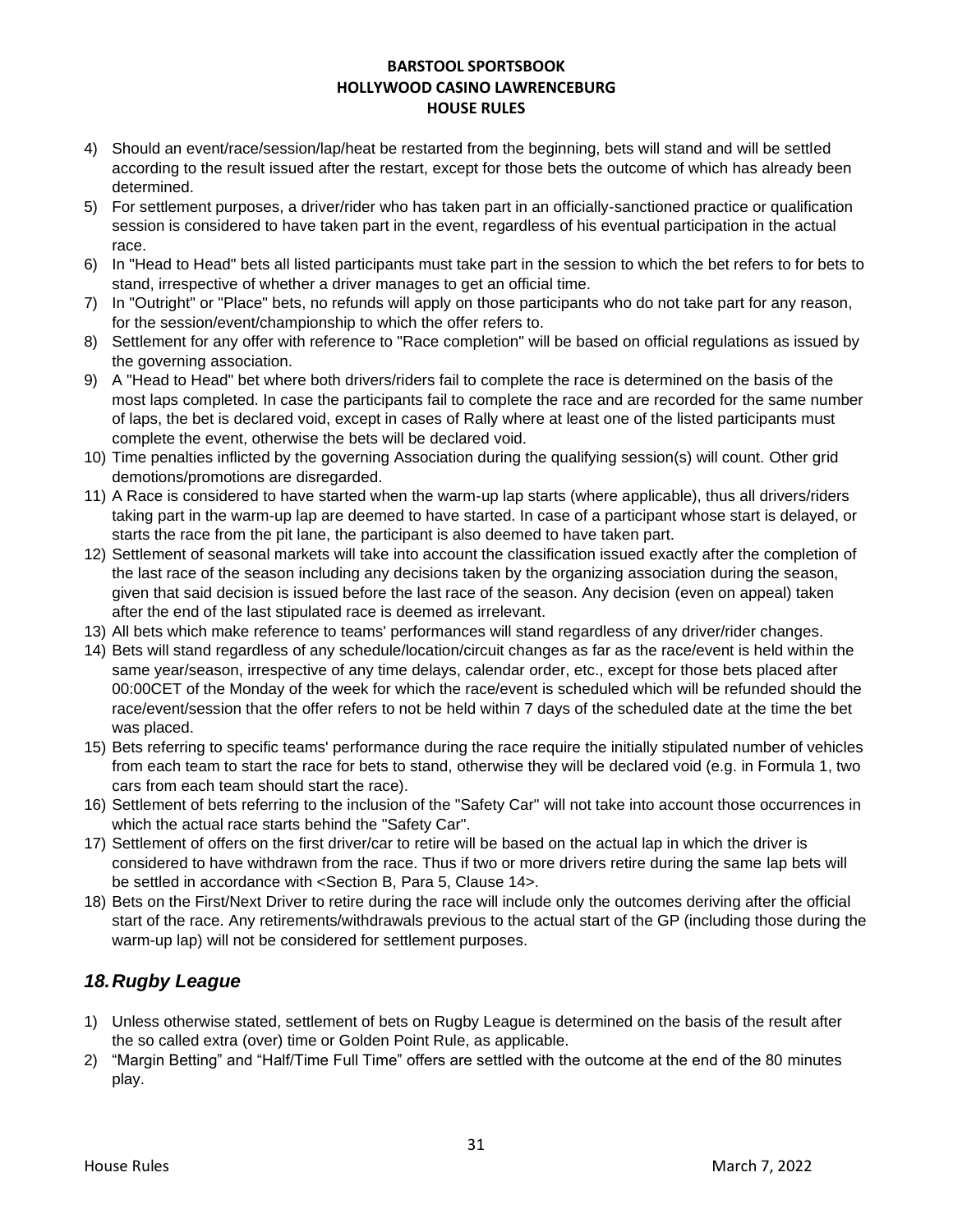4) Should an event/race/session/lap/heat be restarted from the beginning, bets will stand and will be settled according to the result issued after the restart, except for those bets the outcome of which has already been determined.
5) For settlement purposes, a driver/rider who has taken part in an officially-sanctioned practice or qualification session is considered to have taken part in the event, regardless of his eventual participation in the actual race.
6) In "Head to Head" bets all listed participants must take part in the session to which the bet refers to for bets to stand, irrespective of whether a driver manages to get an official time.
7) In "Outright" or "Place" bets, no refunds will apply on those participants who do not take part for any reason, for the session/event/championship to which the offer refers to.
8) Settlement for any offer with reference to "Race completion" will be based on official regulations as issued by the governing association.
9) A "Head to Head" bet where both drivers/riders fail to complete the race is determined on the basis of the most laps completed. In case the participants fail to complete the race and are recorded for the same number of laps, the bet is declared void, except in cases of Rally where at least one of the listed participants must complete the event, otherwise the bets will be declared void.
10) Time penalties inflicted by the governing Association during the qualifying session(s) will count. Other grid demotions/promotions are disregarded.
11) A Race is considered to have started when the warm-up lap starts (where applicable), thus all drivers/riders taking part in the warm-up lap are deemed to have started. In case of a participant whose start is delayed, or starts the race from the pit lane, the participant is also deemed to have taken part.
12) Settlement of seasonal markets will take into account the classification issued exactly after the completion of the last race of the season including any decisions taken by the organizing association during the season, given that said decision is issued before the last race of the season. Any decision (even on appeal) taken after the end of the last stipulated race is deemed as irrelevant.
13) All bets which make reference to teams' performances will stand regardless of any driver/rider changes.
14) Bets will stand regardless of any schedule/location/circuit changes as far as the race/event is held within the same year/season, irrespective of any time delays, calendar order, etc., except for those bets placed after 00:00CET of the Monday of the week for which the race/event is scheduled which will be refunded should the race/event/session that the offer refers to not be held within 7 days of the scheduled date at the time the bet was placed.
15) Bets referring to specific teams' performance during the race require the initially stipulated number of vehicles from each team to start the race for bets to stand, otherwise they will be declared void (e.g. in Formula 1, two cars from each team should start the race).
16) Settlement of bets referring to the inclusion of the "Safety Car" will not take into account those occurrences in which the actual race starts behind the "Safety Car".
17) Settlement of offers on the first driver/car to retire will be based on the actual lap in which the driver is considered to have withdrawn from the race. Thus if two or more drivers retire during the same lap bets will be settled in accordance with <Section B, Para 5, Clause 14>.
18) Bets on the First/Next Driver to retire during the race will include only the outcomes deriving after the official start of the race. Any retirements/withdrawals previous to the actual start of the GP (including those during the warm-up lap) will not be considered for settlement purposes.

## *18. Rugby League*

1) Unless otherwise stated, settlement of bets on Rugby League is determined on the basis of the result after the so called extra (over) time or Golden Point Rule, as applicable.
2) “Margin Betting” and “Half/Time Full Time” offers are settled with the outcome at the end of the 80 minutes play.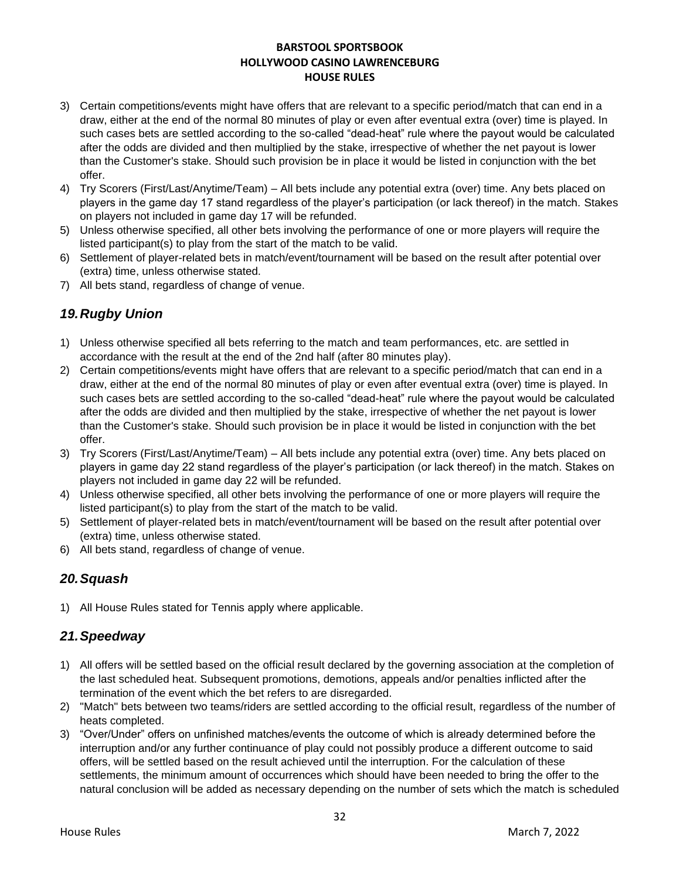3) Certain competitions/events might have offers that are relevant to a specific period/match that can end in a draw, either at the end of the normal 80 minutes of play or even after eventual extra (over) time is played. In such cases bets are settled according to the so-called "dead-heat" rule where the payout would be calculated after the odds are divided and then multiplied by the stake, irrespective of whether the net payout is lower than the Customer's stake. Should such provision be in place it would be listed in conjunction with the bet offer.
4) Try Scorers (First/Last/Anytime/Team) – All bets include any potential extra (over) time. Any bets placed on players in the game day 17 stand regardless of the player's participation (or lack thereof) in the match. Stakes on players not included in game day 17 will be refunded.
5) Unless otherwise specified, all other bets involving the performance of one or more players will require the listed participant(s) to play from the start of the match to be valid.
6) Settlement of player-related bets in match/event/tournament will be based on the result after potential over (extra) time, unless otherwise stated.
7) All bets stand, regardless of change of venue.

## *19. Rugby Union*

1) Unless otherwise specified all bets referring to the match and team performances, etc. are settled in accordance with the result at the end of the 2nd half (after 80 minutes play).
2) Certain competitions/events might have offers that are relevant to a specific period/match that can end in a draw, either at the end of the normal 80 minutes of play or even after eventual extra (over) time is played. In such cases bets are settled according to the so-called "dead-heat" rule where the payout would be calculated after the odds are divided and then multiplied by the stake, irrespective of whether the net payout is lower than the Customer's stake. Should such provision be in place it would be listed in conjunction with the bet offer.
3) Try Scorers (First/Last/Anytime/Team) – All bets include any potential extra (over) time. Any bets placed on players in game day 22 stand regardless of the player's participation (or lack thereof) in the match. Stakes on players not included in game day 22 will be refunded.
4) Unless otherwise specified, all other bets involving the performance of one or more players will require the listed participant(s) to play from the start of the match to be valid.
5) Settlement of player-related bets in match/event/tournament will be based on the result after potential over (extra) time, unless otherwise stated.
6) All bets stand, regardless of change of venue.

## *20. Squash*

1) All House Rules stated for Tennis apply where applicable.

## *21. Speedway*

1) All offers will be settled based on the official result declared by the governing association at the completion of the last scheduled heat. Subsequent promotions, demotions, appeals and/or penalties inflicted after the termination of the event which the bet refers to are disregarded.
2) "Match" bets between two teams/riders are settled according to the official result, regardless of the number of heats completed.
3) "Over/Under" offers on unfinished matches/events the outcome of which is already determined before the interruption and/or any further continuance of play could not possibly produce a different outcome to said offers, will be settled based on the result achieved until the interruption. For the calculation of these settlements, the minimum amount of occurrences which should have been needed to bring the offer to the natural conclusion will be added as necessary depending on the number of sets which the match is scheduled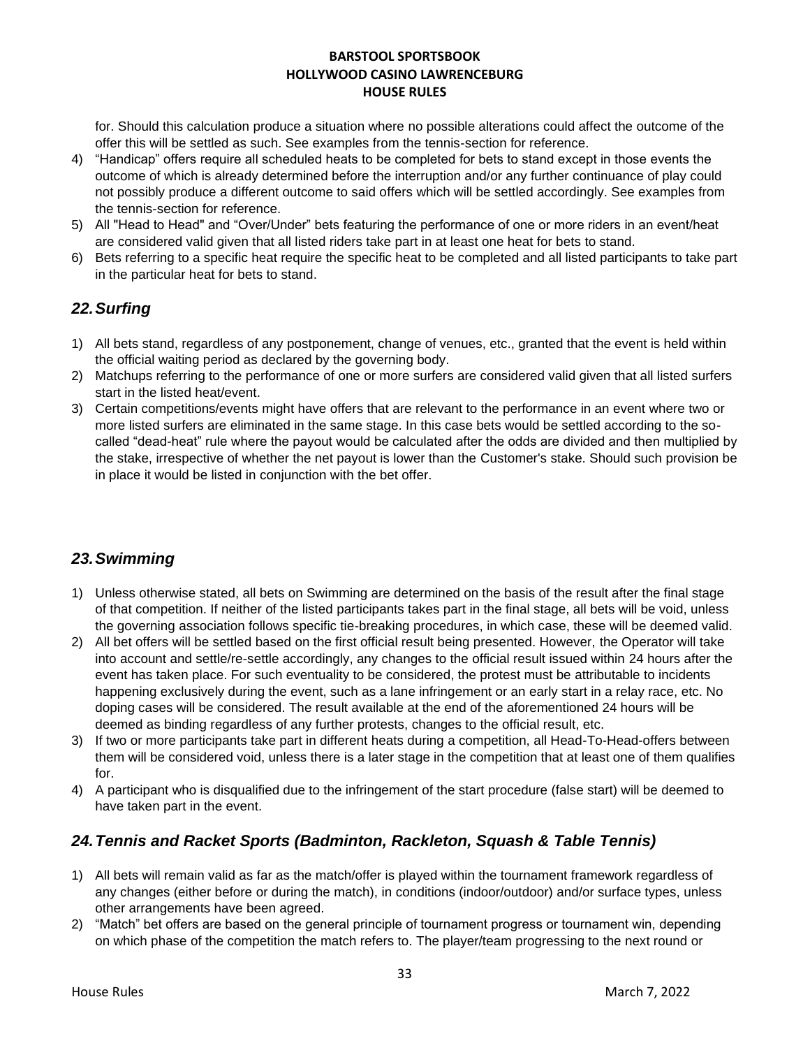for. Should this calculation produce a situation where no possible alterations could affect the outcome of the offer this will be settled as such. See examples from the tennis-section for reference.

4) “Handicap” offers require all scheduled heats to be completed for bets to stand except in those events the outcome of which is already determined before the interruption and/or any further continuance of play could not possibly produce a different outcome to said offers which will be settled accordingly. See examples from the tennis-section for reference.
5) All "Head to Head" and “Over/Under” bets featuring the performance of one or more riders in an event/heat are considered valid given that all listed riders take part in at least one heat for bets to stand.
6) Bets referring to a specific heat require the specific heat to be completed and all listed participants to take part in the particular heat for bets to stand.

## *22. Surfing*

1) All bets stand, regardless of any postponement, change of venues, etc., granted that the event is held within the official waiting period as declared by the governing body.
2) Matchups referring to the performance of one or more surfers are considered valid given that all listed surfers start in the listed heat/event.
3) Certain competitions/events might have offers that are relevant to the performance in an event where two or more listed surfers are eliminated in the same stage. In this case bets would be settled according to the so-called “dead-heat” rule where the payout would be calculated after the odds are divided and then multiplied by the stake, irrespective of whether the net payout is lower than the Customer's stake. Should such provision be in place it would be listed in conjunction with the bet offer.

## *23. Swimming*

1) Unless otherwise stated, all bets on Swimming are determined on the basis of the result after the final stage of that competition. If neither of the listed participants takes part in the final stage, all bets will be void, unless the governing association follows specific tie-breaking procedures, in which case, these will be deemed valid.
2) All bet offers will be settled based on the first official result being presented. However, the Operator will take into account and settle/re-settle accordingly, any changes to the official result issued within 24 hours after the event has taken place. For such eventuality to be considered, the protest must be attributable to incidents happening exclusively during the event, such as a lane infringement or an early start in a relay race, etc. No doping cases will be considered. The result available at the end of the aforementioned 24 hours will be deemed as binding regardless of any further protests, changes to the official result, etc.
3) If two or more participants take part in different heats during a competition, all Head-To-Head-offers between them will be considered void, unless there is a later stage in the competition that at least one of them qualifies for.
4) A participant who is disqualified due to the infringement of the start procedure (false start) will be deemed to have taken part in the event.

## *24. Tennis and Racket Sports (Badminton, Rackleton, Squash & Table Tennis)*

1) All bets will remain valid as far as the match/offer is played within the tournament framework regardless of any changes (either before or during the match), in conditions (indoor/outdoor) and/or surface types, unless other arrangements have been agreed.
2) “Match” bet offers are based on the general principle of tournament progress or tournament win, depending on which phase of the competition the match refers to. The player/team progressing to the next round or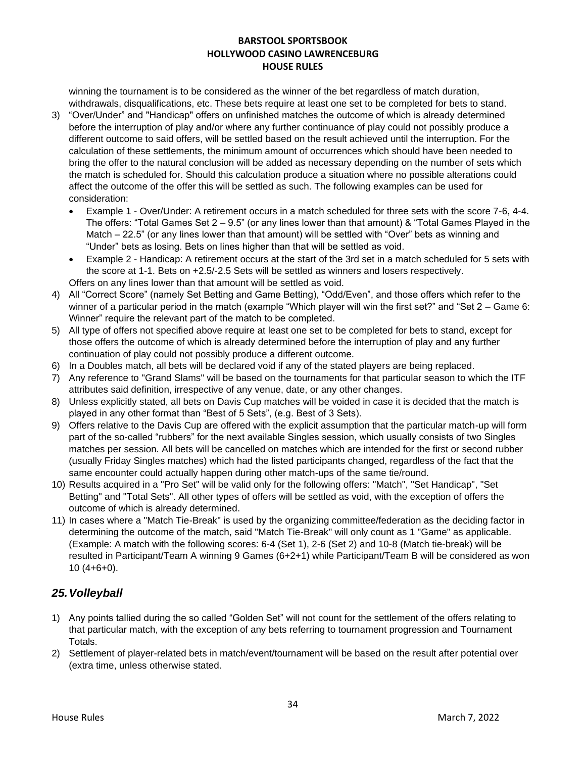winning the tournament is to be considered as the winner of the bet regardless of match duration, withdrawals, disqualifications, etc. These bets require at least one set to be completed for bets to stand.

3) "Over/Under" and "Handicap" offers on unfinished matches the outcome of which is already determined before the interruption of play and/or where any further continuance of play could not possibly produce a different outcome to said offers, will be settled based on the result achieved until the interruption. For the calculation of these settlements, the minimum amount of occurrences which should have been needed to bring the offer to the natural conclusion will be added as necessary depending on the number of sets which the match is scheduled for. Should this calculation produce a situation where no possible alterations could affect the outcome of the offer this will be settled as such. The following examples can be used for consideration:
   - Example 1 - Over/Under: A retirement occurs in a match scheduled for three sets with the score 7-6, 4-4. The offers: "Total Games Set 2 – 9.5" (or any lines lower than that amount) & "Total Games Played in the Match – 22.5" (or any lines lower than that amount) will be settled with "Over" bets as winning and "Under" bets as losing. Bets on lines higher than that will be settled as void.
   - Example 2 - Handicap: A retirement occurs at the start of the 3rd set in a match scheduled for 5 sets with the score at 1-1. Bets on +2.5/-2.5 Sets will be settled as winners and losers respectively.

   Offers on any lines lower than that amount will be settled as void.
4) All "Correct Score" (namely Set Betting and Game Betting), "Odd/Even", and those offers which refer to the winner of a particular period in the match (example "Which player will win the first set?" and "Set 2 – Game 6: Winner" require the relevant part of the match to be completed.
5) All type of offers not specified above require at least one set to be completed for bets to stand, except for those offers the outcome of which is already determined before the interruption of play and any further continuation of play could not possibly produce a different outcome.
6) In a Doubles match, all bets will be declared void if any of the stated players are being replaced.
7) Any reference to "Grand Slams" will be based on the tournaments for that particular season to which the ITF attributes said definition, irrespective of any venue, date, or any other changes.
8) Unless explicitly stated, all bets on Davis Cup matches will be voided in case it is decided that the match is played in any other format than "Best of 5 Sets", (e.g. Best of 3 Sets).
9) Offers relative to the Davis Cup are offered with the explicit assumption that the particular match-up will form part of the so-called "rubbers" for the next available Singles session, which usually consists of two Singles matches per session. All bets will be cancelled on matches which are intended for the first or second rubber (usually Friday Singles matches) which had the listed participants changed, regardless of the fact that the same encounter could actually happen during other match-ups of the same tie/round.
10) Results acquired in a "Pro Set" will be valid only for the following offers: "Match", "Set Handicap", "Set Betting" and "Total Sets". All other types of offers will be settled as void, with the exception of offers the outcome of which is already determined.
11) In cases where a "Match Tie-Break" is used by the organizing committee/federation as the deciding factor in determining the outcome of the match, said "Match Tie-Break" will only count as 1 "Game" as applicable. (Example: A match with the following scores: 6-4 (Set 1), 2-6 (Set 2) and 10-8 (Match tie-break) will be resulted in Participant/Team A winning 9 Games (6+2+1) while Participant/Team B will be considered as won 10 (4+6+0).

## *25. Volleyball*

1) Any points tallied during the so called "Golden Set" will not count for the settlement of the offers relating to that particular match, with the exception of any bets referring to tournament progression and Tournament Totals.
2) Settlement of player-related bets in match/event/tournament will be based on the result after potential over (extra time, unless otherwise stated.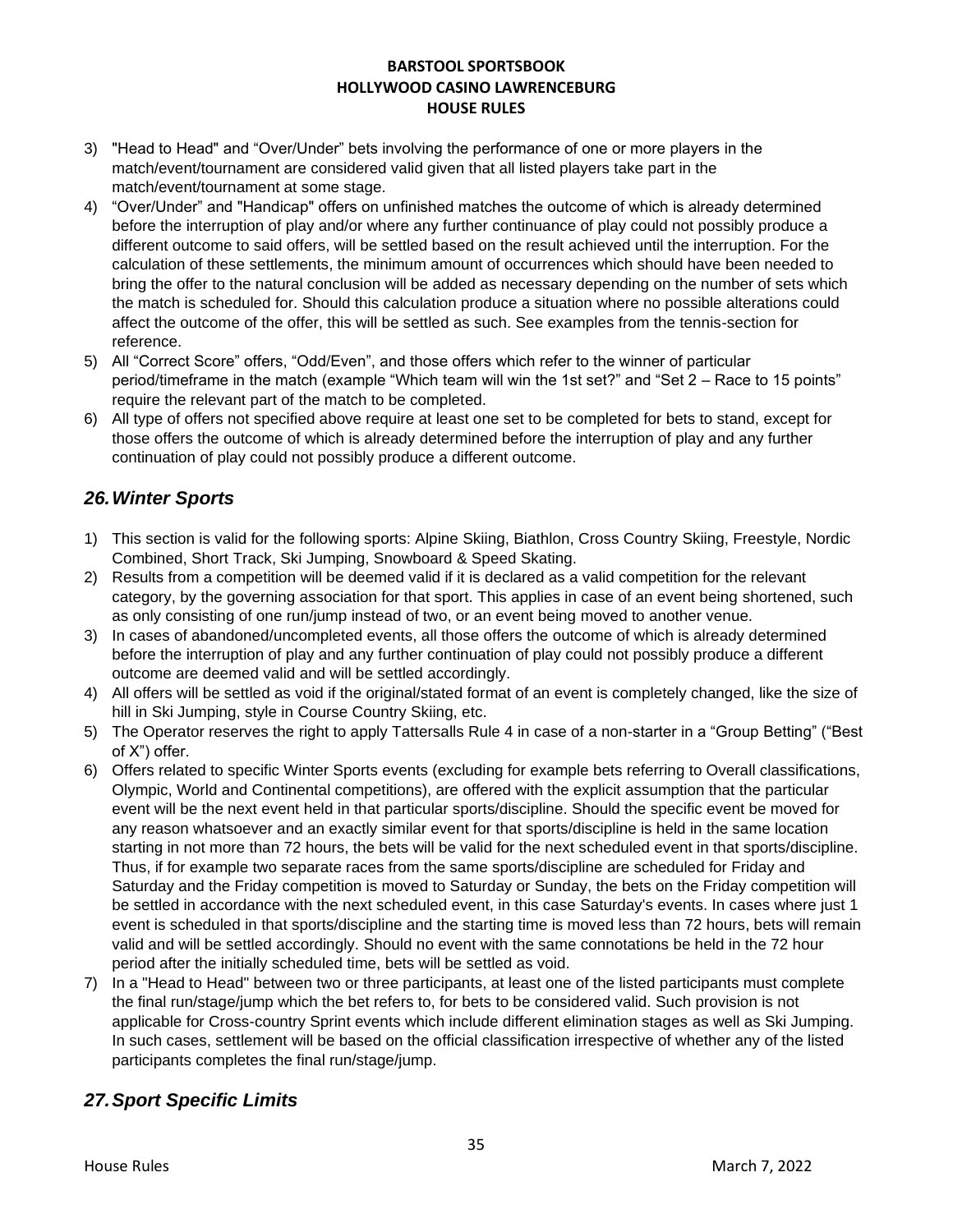3) "Head to Head" and "Over/Under" bets involving the performance of one or more players in the match/event/tournament are considered valid given that all listed players take part in the match/event/tournament at some stage.
4) "Over/Under" and "Handicap" offers on unfinished matches the outcome of which is already determined before the interruption of play and/or where any further continuance of play could not possibly produce a different outcome to said offers, will be settled based on the result achieved until the interruption. For the calculation of these settlements, the minimum amount of occurrences which should have been needed to bring the offer to the natural conclusion will be added as necessary depending on the number of sets which the match is scheduled for. Should this calculation produce a situation where no possible alterations could affect the outcome of the offer, this will be settled as such. See examples from the tennis-section for reference.
5) All "Correct Score" offers, "Odd/Even", and those offers which refer to the winner of particular period/timeframe in the match (example "Which team will win the 1st set?" and "Set 2 – Race to 15 points" require the relevant part of the match to be completed.
6) All type of offers not specified above require at least one set to be completed for bets to stand, except for those offers the outcome of which is already determined before the interruption of play and any further continuation of play could not possibly produce a different outcome.

## *26. Winter Sports*

1) This section is valid for the following sports: Alpine Skiing, Biathlon, Cross Country Skiing, Freestyle, Nordic Combined, Short Track, Ski Jumping, Snowboard & Speed Skating.
2) Results from a competition will be deemed valid if it is declared as a valid competition for the relevant category, by the governing association for that sport. This applies in case of an event being shortened, such as only consisting of one run/jump instead of two, or an event being moved to another venue.
3) In cases of abandoned/uncompleted events, all those offers the outcome of which is already determined before the interruption of play and any further continuation of play could not possibly produce a different outcome are deemed valid and will be settled accordingly.
4) All offers will be settled as void if the original/stated format of an event is completely changed, like the size of hill in Ski Jumping, style in Course Country Skiing, etc.
5) The Operator reserves the right to apply Tattersalls Rule 4 in case of a non-starter in a "Group Betting" ("Best of X") offer.
6) Offers related to specific Winter Sports events (excluding for example bets referring to Overall classifications, Olympic, World and Continental competitions), are offered with the explicit assumption that the particular event will be the next event held in that particular sports/discipline. Should the specific event be moved for any reason whatsoever and an exactly similar event for that sports/discipline is held in the same location starting in not more than 72 hours, the bets will be valid for the next scheduled event in that sports/discipline. Thus, if for example two separate races from the same sports/discipline are scheduled for Friday and Saturday and the Friday competition is moved to Saturday or Sunday, the bets on the Friday competition will be settled in accordance with the next scheduled event, in this case Saturday's events. In cases where just 1 event is scheduled in that sports/discipline and the starting time is moved less than 72 hours, bets will remain valid and will be settled accordingly. Should no event with the same connotations be held in the 72 hour period after the initially scheduled time, bets will be settled as void.
7) In a "Head to Head" between two or three participants, at least one of the listed participants must complete the final run/stage/jump which the bet refers to, for bets to be considered valid. Such provision is not applicable for Cross-country Sprint events which include different elimination stages as well as Ski Jumping. In such cases, settlement will be based on the official classification irrespective of whether any of the listed participants completes the final run/stage/jump.

## *27. Sport Specific Limits*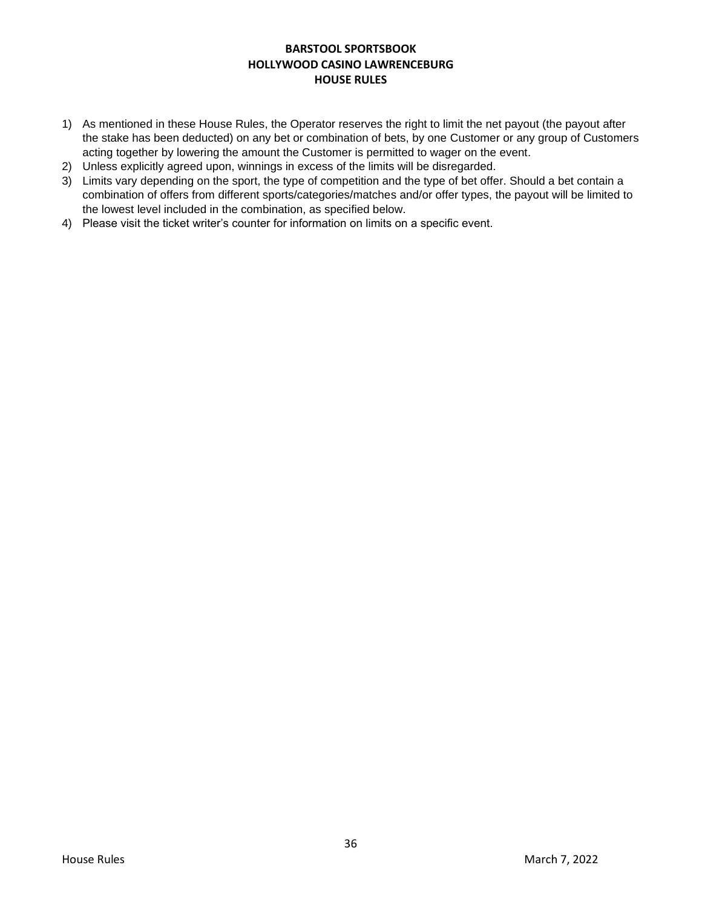**BARSTOOL SPORTSBOOK**
**HOLLYWOOD CASINO LAWRENCEBURG**
**HOUSE RULES**

1) As mentioned in these House Rules, the Operator reserves the right to limit the net payout (the payout after the stake has been deducted) on any bet or combination of bets, by one Customer or any group of Customers acting together by lowering the amount the Customer is permitted to wager on the event.
2) Unless explicitly agreed upon, winnings in excess of the limits will be disregarded.
3) Limits vary depending on the sport, the type of competition and the type of bet offer. Should a bet contain a combination of offers from different sports/categories/matches and/or offer types, the payout will be limited to the lowest level included in the combination, as specified below.
4) Please visit the ticket writer's counter for information on limits on a specific event.